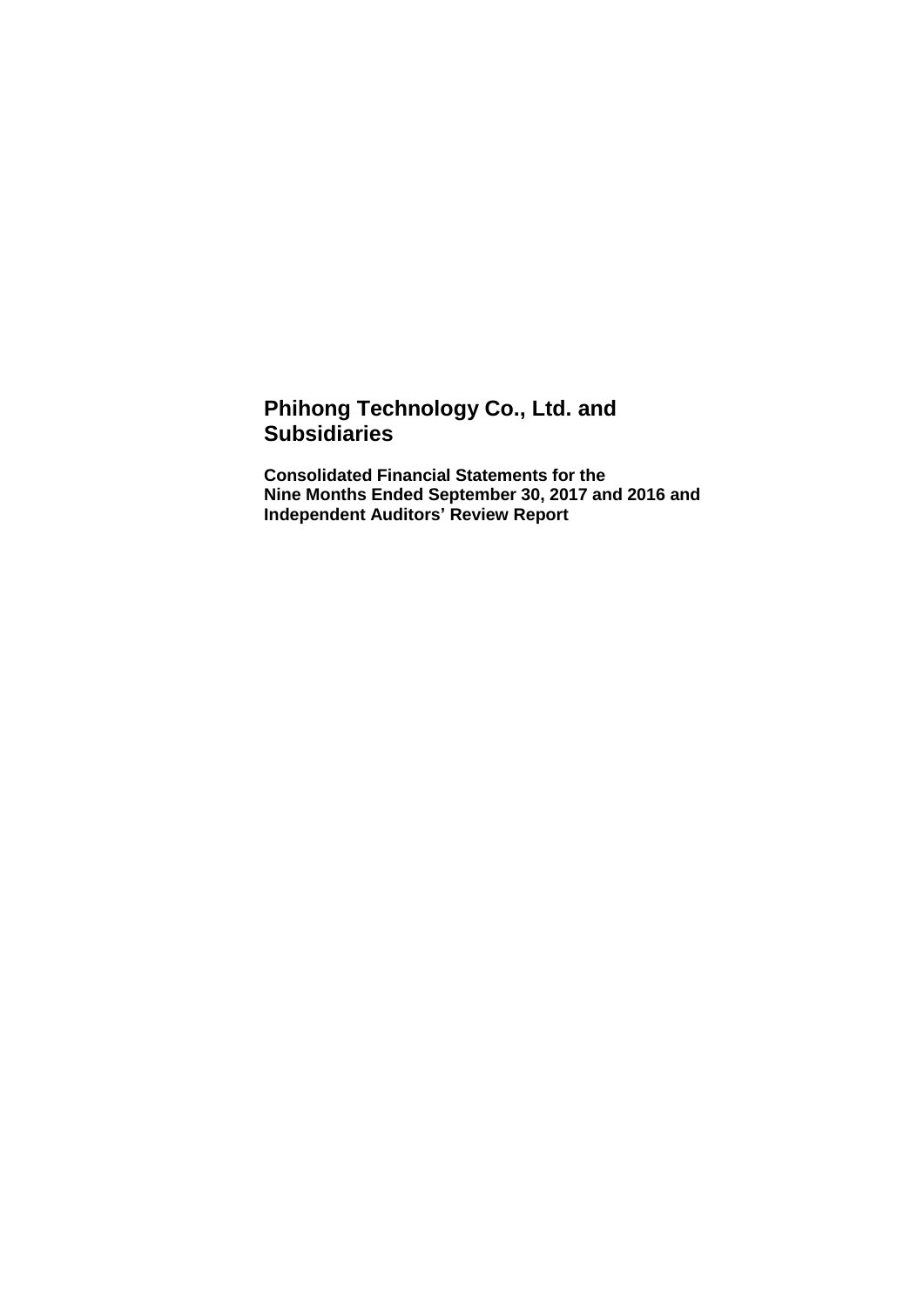# Phihong Technology Co., Ltd. and Subsidiaries

**Consolidated Financial Statements for the Nine Months Ended September 30, 2017 and 2016 and Independent Auditors' Review Report**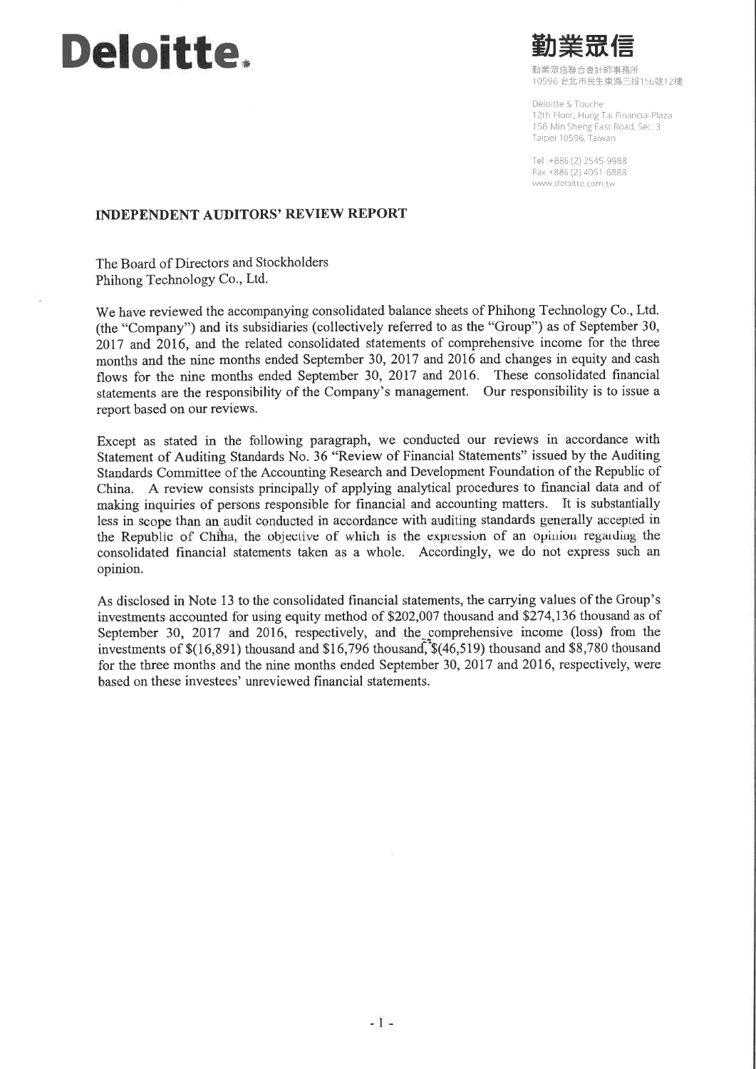**Deloitte.**

勤業眾信

勤業眾信聯合會計師事務所
10596 台北市民生東路三段156號12樓

Deloitte & Touche
12th Floor, Hung Tai Financial Plaza
156 Min Sheng East Road, Sec. 3
Taipei 10596, Taiwan

Tel :+886 (2) 2545-9988
Fax:+886 (2) 4051-6888
www.deloitte.com.tw

## INDEPENDENT AUDITORS' REVIEW REPORT

The Board of Directors and Stockholders
Phihong Technology Co., Ltd.

We have reviewed the accompanying consolidated balance sheets of Phihong Technology Co., Ltd. (the "Company") and its subsidiaries (collectively referred to as the "Group") as of September 30, 2017 and 2016, and the related consolidated statements of comprehensive income for the three months and the nine months ended September 30, 2017 and 2016 and changes in equity and cash flows for the nine months ended September 30, 2017 and 2016. These consolidated financial statements are the responsibility of the Company's management. Our responsibility is to issue a report based on our reviews.

Except as stated in the following paragraph, we conducted our reviews in accordance with Statement of Auditing Standards No. 36 "Review of Financial Statements" issued by the Auditing Standards Committee of the Accounting Research and Development Foundation of the Republic of China. A review consists principally of applying analytical procedures to financial data and of making inquiries of persons responsible for financial and accounting matters. It is substantially less in scope than an audit conducted in accordance with auditing standards generally accepted in the Republic of China, the objective of which is the expression of an opinion regarding the consolidated financial statements taken as a whole. Accordingly, we do not express such an opinion.

As disclosed in Note 13 to the consolidated financial statements, the carrying values of the Group's investments accounted for using equity method of $202,007 thousand and $274,136 thousand as of September 30, 2017 and 2016, respectively, and the comprehensive income (loss) from the investments of $(16,891) thousand and $16,796 thousand, $(46,519) thousand and $8,780 thousand for the three months and the nine months ended September 30, 2017 and 2016, respectively, were based on these investees' unreviewed financial statements.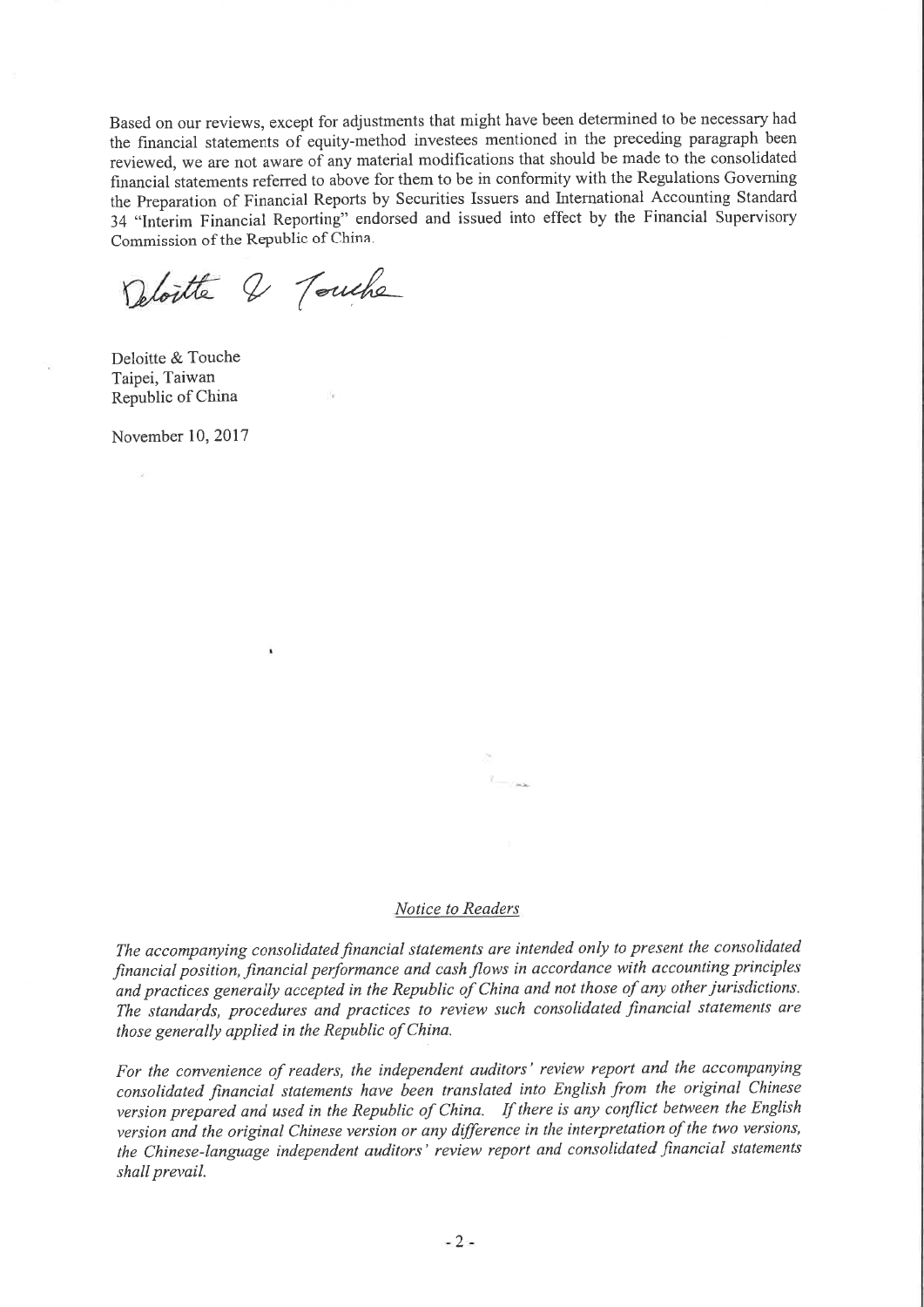Based on our reviews, except for adjustments that might have been determined to be necessary had the financial statements of equity-method investees mentioned in the preceding paragraph been reviewed, we are not aware of any material modifications that should be made to the consolidated financial statements referred to above for them to be in conformity with the Regulations Governing the Preparation of Financial Reports by Securities Issuers and International Accounting Standard 34 "Interim Financial Reporting" endorsed and issued into effect by the Financial Supervisory Commission of the Republic of China.

Deloitte & Touche

Deloitte & Touche
Taipei, Taiwan
Republic of China

November 10, 2017

## *Notice to Readers*

*The accompanying consolidated financial statements are intended only to present the consolidated financial position, financial performance and cash flows in accordance with accounting principles and practices generally accepted in the Republic of China and not those of any other jurisdictions. The standards, procedures and practices to review such consolidated financial statements are those generally applied in the Republic of China.*

*For the convenience of readers, the independent auditors' review report and the accompanying consolidated financial statements have been translated into English from the original Chinese version prepared and used in the Republic of China. If there is any conflict between the English version and the original Chinese version or any difference in the interpretation of the two versions, the Chinese-language independent auditors' review report and consolidated financial statements shall prevail.*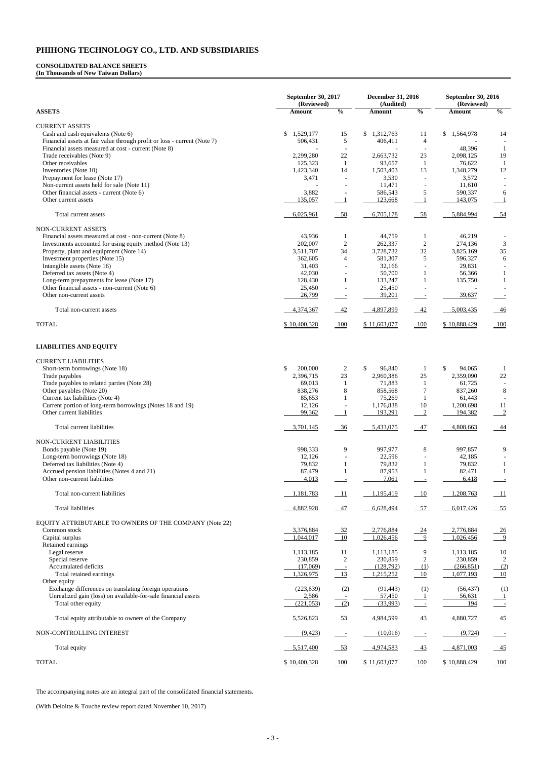# PHIHONG TECHNOLOGY CO., LTD. AND SUBSIDIARIES

**CONSOLIDATED BALANCE SHEETS**
**(In Thousands of New Taiwan Dollars)**

| | September 30, 2017 (Reviewed) | | December 31, 2016 (Audited) | | September 30, 2016 (Reviewed) | |
|---|---|---|---|---|---|---|
| **ASSETS** | **Amount** | **%** | **Amount** | **%** | **Amount** | **%** |
| CURRENT ASSETS | | | | | | |
| Cash and cash equivalents (Note 6) | $ 1,529,177 | 15 | $ 1,312,763 | 11 | $ 1,564,978 | 14 |
| Financial assets at fair value through profit or loss - current (Note 7) | 506,431 | 5 | 406,411 | 4 | - | - |
| Financial assets measured at cost - current (Note 8) | - | - | - | - | 48,396 | 1 |
| Trade receivables (Note 9) | 2,299,280 | 22 | 2,663,732 | 23 | 2,098,125 | 19 |
| Other receivables | 125,323 | 1 | 93,657 | 1 | 76,622 | 1 |
| Inventories (Note 10) | 1,423,340 | 14 | 1,503,403 | 13 | 1,348,279 | 12 |
| Prepayment for lease (Note 17) | 3,471 | - | 3,530 | - | 3,572 | - |
| Non-current assets held for sale (Note 11) | - | - | 11,471 | - | 11,610 | - |
| Other financial assets - current (Note 6) | 3,882 | - | 586,543 | 5 | 590,337 | 6 |
| Other current assets | 135,057 | 1 | 123,668 | 1 | 143,075 | 1 |
| Total current assets | 6,025,961 | 58 | 6,705,178 | 58 | 5,884,994 | 54 |
| NON-CURRENT ASSETS | | | | | | |
| Financial assets measured at cost - non-current (Note 8) | 43,936 | 1 | 44,759 | 1 | 46,219 | - |
| Investments accounted for using equity method (Note 13) | 202,007 | 2 | 262,337 | 2 | 274,136 | 3 |
| Property, plant and equipment (Note 14) | 3,511,707 | 34 | 3,728,732 | 32 | 3,825,169 | 35 |
| Investment properties (Note 15) | 362,605 | 4 | 581,307 | 5 | 596,327 | 6 |
| Intangible assets (Note 16) | 31,403 | - | 32,166 | - | 29,831 | - |
| Deferred tax assets (Note 4) | 42,030 | - | 50,700 | 1 | 56,366 | 1 |
| Long-term prepayments for lease (Note 17) | 128,430 | 1 | 133,247 | 1 | 135,750 | 1 |
| Other financial assets - non-current (Note 6) | 25,450 | - | 25,450 | - | - | - |
| Other non-current assets | 26,799 | - | 39,201 | - | 39,637 | - |
| Total non-current assets | 4,374,367 | 42 | 4,897,899 | 42 | 5,003,435 | 46 |
| TOTAL | $ 10,400,328 | 100 | $ 11,603,077 | 100 | $ 10,888,429 | 100 |
| **LIABILITIES AND EQUITY** | | | | | | |
| CURRENT LIABILITIES | | | | | | |
| Short-term borrowings (Note 18) | $ 200,000 | 2 | $ 96,840 | 1 | $ 94,065 | 1 |
| Trade payables | 2,396,715 | 23 | 2,960,386 | 25 | 2,359,090 | 22 |
| Trade payables to related parties (Note 28) | 69,013 | 1 | 71,883 | 1 | 61,725 | - |
| Other payables (Note 20) | 838,276 | 8 | 858,568 | 7 | 837,260 | 8 |
| Current tax liabilities (Note 4) | 85,653 | 1 | 75,269 | 1 | 61,443 | - |
| Current portion of long-term borrowings (Notes 18 and 19) | 12,126 | - | 1,176,838 | 10 | 1,200,698 | 11 |
| Other current liabilities | 99,362 | 1 | 193,291 | 2 | 194,382 | 2 |
| Total current liabilities | 3,701,145 | 36 | 5,433,075 | 47 | 4,808,663 | 44 |
| NON-CURRENT LIABILITIES | | | | | | |
| Bonds payable (Note 19) | 998,333 | 9 | 997,977 | 8 | 997,857 | 9 |
| Long-term borrowings (Note 18) | 12,126 | - | 22,596 | - | 42,185 | - |
| Deferred tax liabilities (Note 4) | 79,832 | 1 | 79,832 | 1 | 79,832 | 1 |
| Accrued pension liabilities (Notes 4 and 21) | 87,479 | 1 | 87,953 | 1 | 82,471 | 1 |
| Other non-current liabilities | 4,013 | - | 7,061 | - | 6,418 | - |
| Total non-current liabilities | 1,181,783 | 11 | 1,195,419 | 10 | 1,208,763 | 11 |
| Total liabilities | 4,882,928 | 47 | 6,628,494 | 57 | 6,017,426 | 55 |
| EQUITY ATTRIBUTABLE TO OWNERS OF THE COMPANY (Note 22) | | | | | | |
| Common stock | 3,376,884 | 32 | 2,776,884 | 24 | 2,776,884 | 26 |
| Capital surplus | 1,044,017 | 10 | 1,026,456 | 9 | 1,026,456 | 9 |
| Retained earnings | | | | | | |
| Legal reserve | 1,113,185 | 11 | 1,113,185 | 9 | 1,113,185 | 10 |
| Special reserve | 230,859 | 2 | 230,859 | 2 | 230,859 | 2 |
| Accumulated deficits | (17,069) | - | (128,792) | (1) | (266,851) | (2) |
| Total retained earnings | 1,326,975 | 13 | 1,215,252 | 10 | 1,077,193 | 10 |
| Other equity | | | | | | |
| Exchange differences on translating foreign operations | (223,639) | (2) | (91,443) | (1) | (56,437) | (1) |
| Unrealized gain (loss) on available-for-sale financial assets | 2,586 | - | 57,450 | 1 | 56,631 | 1 |
| Total other equity | (221,053) | (2) | (33,993) | - | 194 | - |
| Total equity attributable to owners of the Company | 5,526,823 | 53 | 4,984,599 | 43 | 4,880,727 | 45 |
| NON-CONTROLLING INTEREST | (9,423) | - | (10,016) | - | (9,724) | - |
| Total equity | 5,517,400 | 53 | 4,974,583 | 43 | 4,871,003 | 45 |
| TOTAL | $ 10,400,328 | 100 | $ 11,603,077 | 100 | $ 10,888,429 | 100 |

The accompanying notes are an integral part of the consolidated financial statements.

(With Deloitte & Touche review report dated November 10, 2017)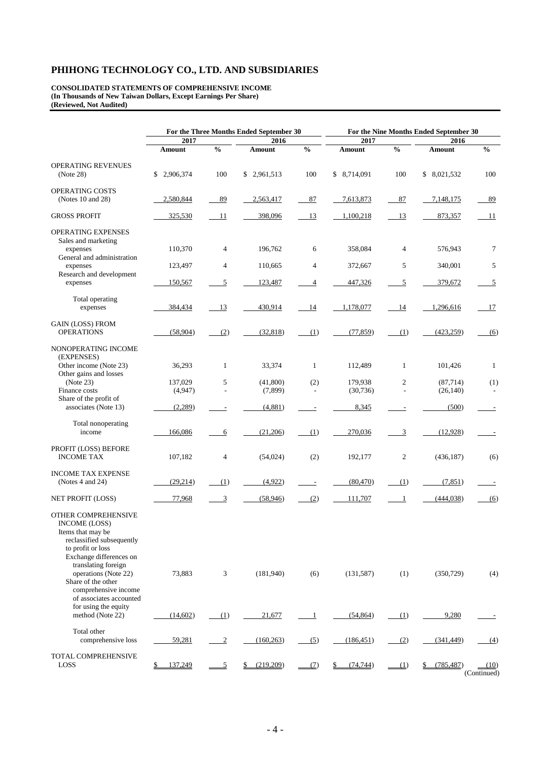# PHIHONG TECHNOLOGY CO., LTD. AND SUBSIDIARIES

**CONSOLIDATED STATEMENTS OF COMPREHENSIVE INCOME**
**(In Thousands of New Taiwan Dollars, Except Earnings Per Share)**
**(Reviewed, Not Audited)**

| | For the Three Months Ended September 30 | | | | For the Nine Months Ended September 30 | | | |
|---|---|---|---|---|---|---|---|---|
| | 2017 | | 2016 | | 2017 | | 2016 | |
| | Amount | % | Amount | % | Amount | % | Amount | % |
| OPERATING REVENUES (Note 28) | $ 2,906,374 | 100 | $ 2,961,513 | 100 | $ 8,714,091 | 100 | $ 8,021,532 | 100 |
| OPERATING COSTS (Notes 10 and 28) | 2,580,844 | 89 | 2,563,417 | 87 | 7,613,873 | 87 | 7,148,175 | 89 |
| GROSS PROFIT | 325,530 | 11 | 398,096 | 13 | 1,100,218 | 13 | 873,357 | 11 |
| OPERATING EXPENSES | | | | | | | | |
| Sales and marketing expenses | 110,370 | 4 | 196,762 | 6 | 358,084 | 4 | 576,943 | 7 |
| General and administration expenses | 123,497 | 4 | 110,665 | 4 | 372,667 | 5 | 340,001 | 5 |
| Research and development expenses | 150,567 | 5 | 123,487 | 4 | 447,326 | 5 | 379,672 | 5 |
| Total operating expenses | 384,434 | 13 | 430,914 | 14 | 1,178,077 | 14 | 1,296,616 | 17 |
| GAIN (LOSS) FROM OPERATIONS | (58,904) | (2) | (32,818) | (1) | (77,859) | (1) | (423,259) | (6) |
| NONOPERATING INCOME (EXPENSES) | | | | | | | | |
| Other income (Note 23) | 36,293 | 1 | 33,374 | 1 | 112,489 | 1 | 101,426 | 1 |
| Other gains and losses (Note 23) | 137,029 | 5 | (41,800) | (2) | 179,938 | 2 | (87,714) | (1) |
| Finance costs | (4,947) | - | (7,899) | - | (30,736) | - | (26,140) | - |
| Share of the profit of associates (Note 13) | (2,289) | - | (4,881) | - | 8,345 | - | (500) | - |
| Total nonoperating income | 166,086 | 6 | (21,206) | (1) | 270,036 | 3 | (12,928) | - |
| PROFIT (LOSS) BEFORE INCOME TAX | 107,182 | 4 | (54,024) | (2) | 192,177 | 2 | (436,187) | (6) |
| INCOME TAX EXPENSE (Notes 4 and 24) | (29,214) | (1) | (4,922) | - | (80,470) | (1) | (7,851) | - |
| NET PROFIT (LOSS) | 77,968 | 3 | (58,946) | (2) | 111,707 | 1 | (444,038) | (6) |
| OTHER COMPREHENSIVE INCOME (LOSS) | | | | | | | | |
| Items that may be reclassified subsequently to profit or loss | | | | | | | | |
| Exchange differences on translating foreign operations (Note 22) | 73,883 | 3 | (181,940) | (6) | (131,587) | (1) | (350,729) | (4) |
| Share of the other comprehensive income of associates accounted for using the equity method (Note 22) | (14,602) | (1) | 21,677 | 1 | (54,864) | (1) | 9,280 | - |
| Total other comprehensive loss | 59,281 | 2 | (160,263) | (5) | (186,451) | (2) | (341,449) | (4) |
| TOTAL COMPREHENSIVE LOSS | $ 137,249 | 5 | $ (219,209) | (7) | $ (74,744) | (1) | $ (785,487) | (10) |

(Continued)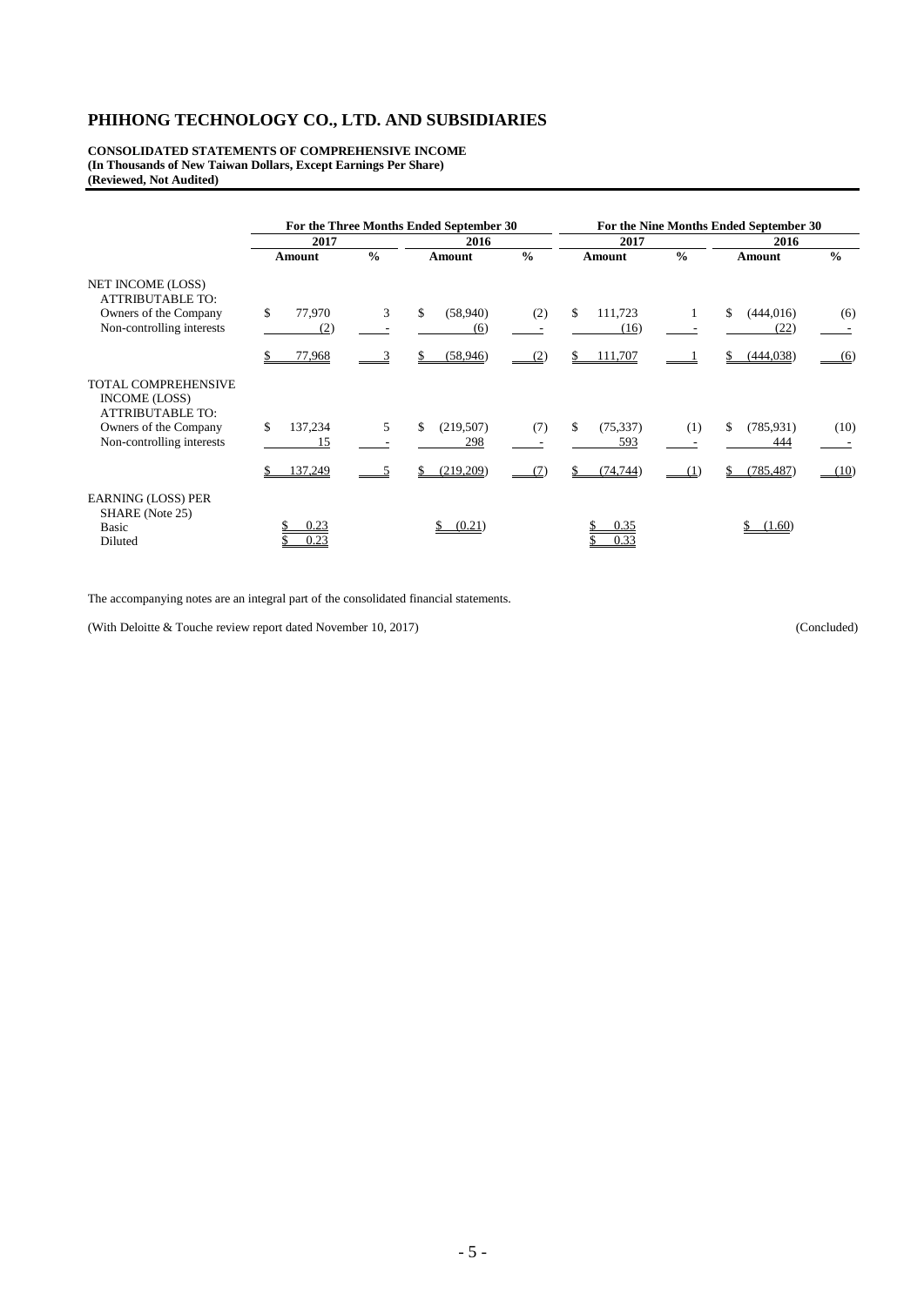# PHIHONG TECHNOLOGY CO., LTD. AND SUBSIDIARIES

**CONSOLIDATED STATEMENTS OF COMPREHENSIVE INCOME**
**(In Thousands of New Taiwan Dollars, Except Earnings Per Share)**
**(Reviewed, Not Audited)**

| | For the Three Months Ended September 30 | | | | For the Nine Months Ended September 30 | | | |
|---|---|---|---|---|---|---|---|---|
| | 2017 | | 2016 | | 2017 | | 2016 | |
| | Amount | % | Amount | % | Amount | % | Amount | % |
| NET INCOME (LOSS) ATTRIBUTABLE TO: | | | | | | | | |
| Owners of the Company | $ 77,970 | 3 | $ (58,940) | (2) | $ 111,723 | 1 | $ (444,016) | (6) |
| Non-controlling interests | (2) | - | (6) | - | (16) | - | (22) | - |
| | $ 77,968 | 3 | $ (58,946) | (2) | $ 111,707 | 1 | $ (444,038) | (6) |
| TOTAL COMPREHENSIVE INCOME (LOSS) ATTRIBUTABLE TO: | | | | | | | | |
| Owners of the Company | $ 137,234 | 5 | $ (219,507) | (7) | $ (75,337) | (1) | $ (785,931) | (10) |
| Non-controlling interests | 15 | - | 298 | - | 593 | - | 444 | - |
| | $ 137,249 | 5 | $ (219,209) | (7) | $ (74,744) | (1) | $ (785,487) | (10) |
| EARNING (LOSS) PER SHARE (Note 25) | | | | | | | | |
| Basic | $ 0.23 | | $ (0.21) | | $ 0.35 | | $ (1.60) | |
| Diluted | $ 0.23 | | | | $ 0.33 | | | |

The accompanying notes are an integral part of the consolidated financial statements.

(With Deloitte & Touche review report dated November 10, 2017) (Concluded)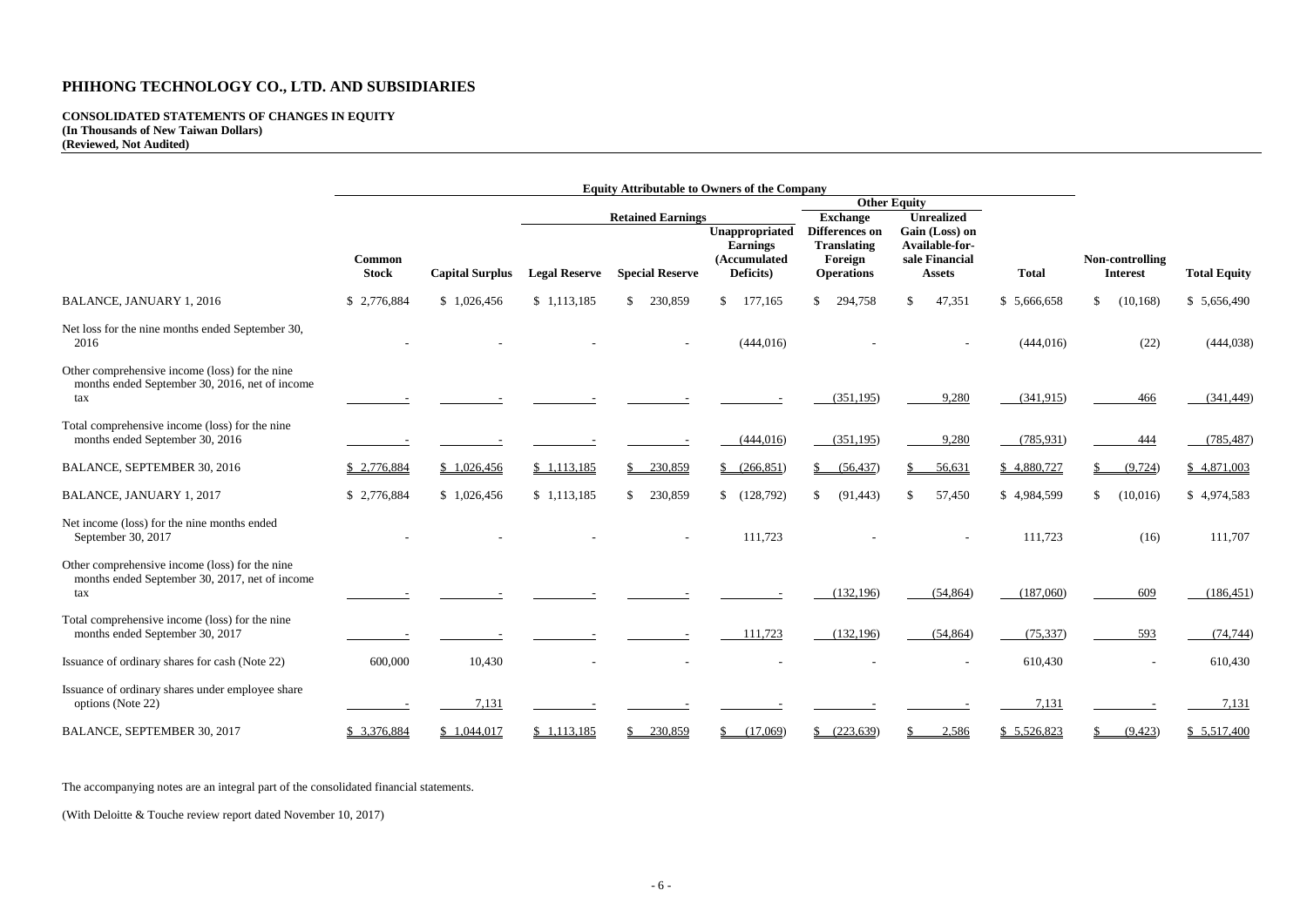# PHIHONG TECHNOLOGY CO., LTD. AND SUBSIDIARIES

**CONSOLIDATED STATEMENTS OF CHANGES IN EQUITY**
**(In Thousands of New Taiwan Dollars)**
**(Reviewed, Not Audited)**

| | Equity Attributable to Owners of the Company | | | | | | | | | |
|---|---|---|---|---|---|---|---|---|---|---|
| | | | Retained Earnings | | | Other Equity | | | | |
| | Common Stock | Capital Surplus | Legal Reserve | Special Reserve | Unappropriated Earnings (Accumulated Deficits) | Exchange Differences on Translating Foreign Operations | Unrealized Gain (Loss) on Available-for-sale Financial Assets | Total | Non-controlling Interest | Total Equity |
| BALANCE, JANUARY 1, 2016 | $ 2,776,884 | $ 1,026,456 | $ 1,113,185 | $ 230,859 | $ 177,165 | $ 294,758 | $ 47,351 | $ 5,666,658 | $ (10,168) | $ 5,656,490 |
| Net loss for the nine months ended September 30, 2016 | - | - | - | - | (444,016) | - | - | (444,016) | (22) | (444,038) |
| Other comprehensive income (loss) for the nine months ended September 30, 2016, net of income tax | - | - | - | - | - | (351,195) | 9,280 | (341,915) | 466 | (341,449) |
| Total comprehensive income (loss) for the nine months ended September 30, 2016 | - | - | - | - | (444,016) | (351,195) | 9,280 | (785,931) | 444 | (785,487) |
| BALANCE, SEPTEMBER 30, 2016 | $ 2,776,884 | $ 1,026,456 | $ 1,113,185 | $ 230,859 | $ (266,851) | $ (56,437) | $ 56,631 | $ 4,880,727 | $ (9,724) | $ 4,871,003 |
| BALANCE, JANUARY 1, 2017 | $ 2,776,884 | $ 1,026,456 | $ 1,113,185 | $ 230,859 | $ (128,792) | $ (91,443) | $ 57,450 | $ 4,984,599 | $ (10,016) | $ 4,974,583 |
| Net income (loss) for the nine months ended September 30, 2017 | - | - | - | - | 111,723 | - | - | 111,723 | (16) | 111,707 |
| Other comprehensive income (loss) for the nine months ended September 30, 2017, net of income tax | - | - | - | - | - | (132,196) | (54,864) | (187,060) | 609 | (186,451) |
| Total comprehensive income (loss) for the nine months ended September 30, 2017 | - | - | - | - | 111,723 | (132,196) | (54,864) | (75,337) | 593 | (74,744) |
| Issuance of ordinary shares for cash (Note 22) | 600,000 | 10,430 | - | - | - | - | - | 610,430 | - | 610,430 |
| Issuance of ordinary shares under employee share options (Note 22) | - | 7,131 | - | - | - | - | - | 7,131 | - | 7,131 |
| BALANCE, SEPTEMBER 30, 2017 | $ 3,376,884 | $ 1,044,017 | $ 1,113,185 | $ 230,859 | $ (17,069) | $ (223,639) | $ 2,586 | $ 5,526,823 | $ (9,423) | $ 5,517,400 |

The accompanying notes are an integral part of the consolidated financial statements.

(With Deloitte & Touche review report dated November 10, 2017)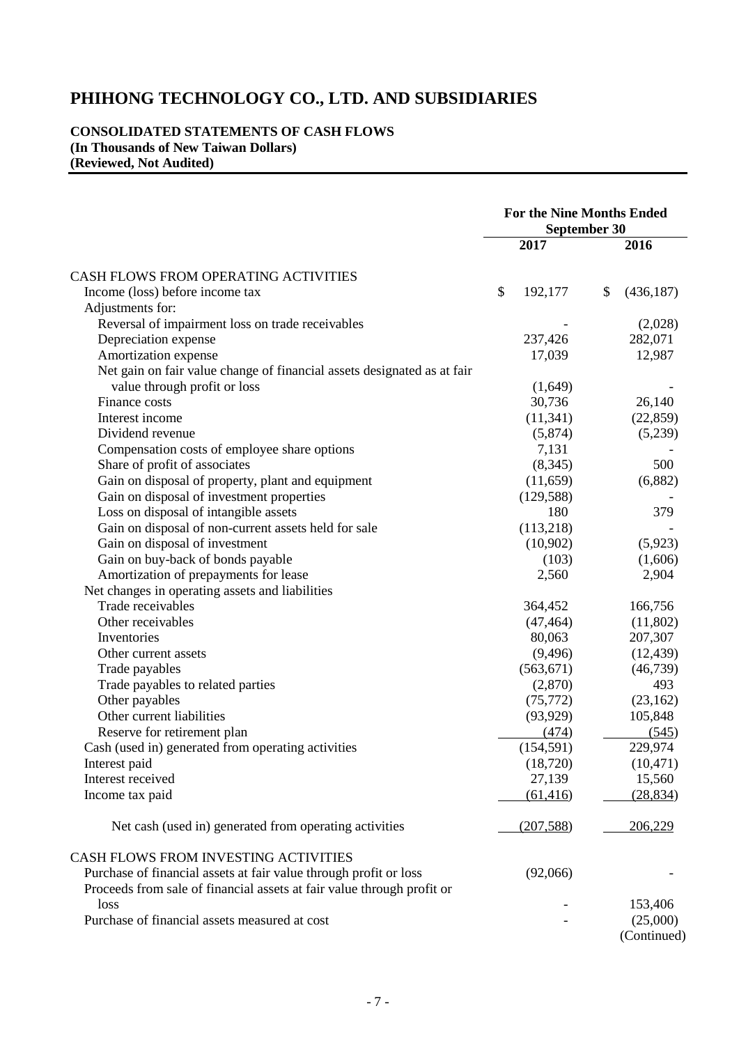# PHIHONG TECHNOLOGY CO., LTD. AND SUBSIDIARIES

**CONSOLIDATED STATEMENTS OF CASH FLOWS**
**(In Thousands of New Taiwan Dollars)**
**(Reviewed, Not Audited)**

| | For the Nine Months Ended September 30 | |
|---|---|---|
| | **2017** | **2016** |
| CASH FLOWS FROM OPERATING ACTIVITIES | | |
| Income (loss) before income tax | $ 192,177 | $ (436,187) |
| Adjustments for: | | |
| Reversal of impairment loss on trade receivables | - | (2,028) |
| Depreciation expense | 237,426 | 282,071 |
| Amortization expense | 17,039 | 12,987 |
| Net gain on fair value change of financial assets designated as at fair value through profit or loss | (1,649) | - |
| Finance costs | 30,736 | 26,140 |
| Interest income | (11,341) | (22,859) |
| Dividend revenue | (5,874) | (5,239) |
| Compensation costs of employee share options | 7,131 | - |
| Share of profit of associates | (8,345) | 500 |
| Gain on disposal of property, plant and equipment | (11,659) | (6,882) |
| Gain on disposal of investment properties | (129,588) | - |
| Loss on disposal of intangible assets | 180 | 379 |
| Gain on disposal of non-current assets held for sale | (113,218) | - |
| Gain on disposal of investment | (10,902) | (5,923) |
| Gain on buy-back of bonds payable | (103) | (1,606) |
| Amortization of prepayments for lease | 2,560 | 2,904 |
| Net changes in operating assets and liabilities | | |
| Trade receivables | 364,452 | 166,756 |
| Other receivables | (47,464) | (11,802) |
| Inventories | 80,063 | 207,307 |
| Other current assets | (9,496) | (12,439) |
| Trade payables | (563,671) | (46,739) |
| Trade payables to related parties | (2,870) | 493 |
| Other payables | (75,772) | (23,162) |
| Other current liabilities | (93,929) | 105,848 |
| Reserve for retirement plan | (474) | (545) |
| Cash (used in) generated from operating activities | (154,591) | 229,974 |
| Interest paid | (18,720) | (10,471) |
| Interest received | 27,139 | 15,560 |
| Income tax paid | (61,416) | (28,834) |
| Net cash (used in) generated from operating activities | (207,588) | 206,229 |
| CASH FLOWS FROM INVESTING ACTIVITIES | | |
| Purchase of financial assets at fair value through profit or loss | (92,066) | - |
| Proceeds from sale of financial assets at fair value through profit or loss | - | 153,406 |
| Purchase of financial assets measured at cost | - | (25,000) |

(Continued)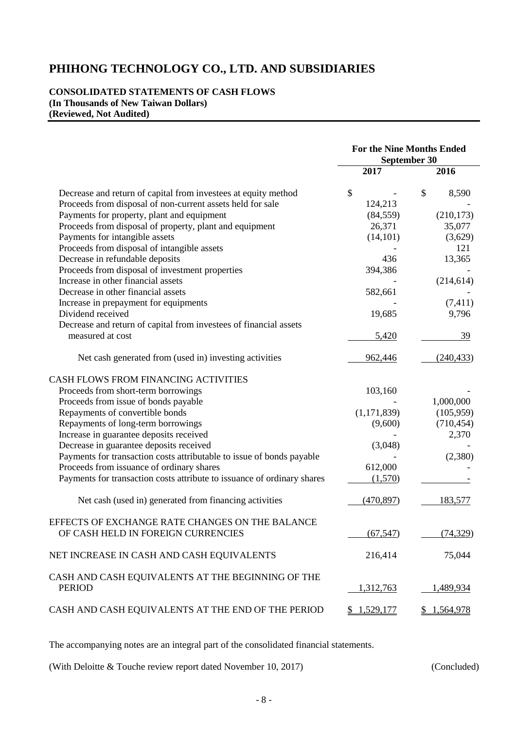# PHIHONG TECHNOLOGY CO., LTD. AND SUBSIDIARIES

**CONSOLIDATED STATEMENTS OF CASH FLOWS**
**(In Thousands of New Taiwan Dollars)**
**(Reviewed, Not Audited)**

| | For the Nine Months Ended September 30 | |
|---|---|---|
| | 2017 | 2016 |
| Decrease and return of capital from investees at equity method | $ - | $ 8,590 |
| Proceeds from disposal of non-current assets held for sale | 124,213 | - |
| Payments for property, plant and equipment | (84,559) | (210,173) |
| Proceeds from disposal of property, plant and equipment | 26,371 | 35,077 |
| Payments for intangible assets | (14,101) | (3,629) |
| Proceeds from disposal of intangible assets | - | 121 |
| Decrease in refundable deposits | 436 | 13,365 |
| Proceeds from disposal of investment properties | 394,386 | - |
| Increase in other financial assets | - | (214,614) |
| Decrease in other financial assets | 582,661 | - |
| Increase in prepayment for equipments | - | (7,411) |
| Dividend received | 19,685 | 9,796 |
| Decrease and return of capital from investees of financial assets measured at cost | 5,420 | 39 |
| Net cash generated from (used in) investing activities | 962,446 | (240,433) |
| CASH FLOWS FROM FINANCING ACTIVITIES | | |
| Proceeds from short-term borrowings | 103,160 | - |
| Proceeds from issue of bonds payable | - | 1,000,000 |
| Repayments of convertible bonds | (1,171,839) | (105,959) |
| Repayments of long-term borrowings | (9,600) | (710,454) |
| Increase in guarantee deposits received | - | 2,370 |
| Decrease in guarantee deposits received | (3,048) | - |
| Payments for transaction costs attributable to issue of bonds payable | - | (2,380) |
| Proceeds from issuance of ordinary shares | 612,000 | - |
| Payments for transaction costs attribute to issuance of ordinary shares | (1,570) | - |
| Net cash (used in) generated from financing activities | (470,897) | 183,577 |
| EFFECTS OF EXCHANGE RATE CHANGES ON THE BALANCE OF CASH HELD IN FOREIGN CURRENCIES | (67,547) | (74,329) |
| NET INCREASE IN CASH AND CASH EQUIVALENTS | 216,414 | 75,044 |
| CASH AND CASH EQUIVALENTS AT THE BEGINNING OF THE PERIOD | 1,312,763 | 1,489,934 |
| CASH AND CASH EQUIVALENTS AT THE END OF THE PERIOD | $ 1,529,177 | $ 1,564,978 |

The accompanying notes are an integral part of the consolidated financial statements.

(With Deloitte & Touche review report dated November 10, 2017) (Concluded)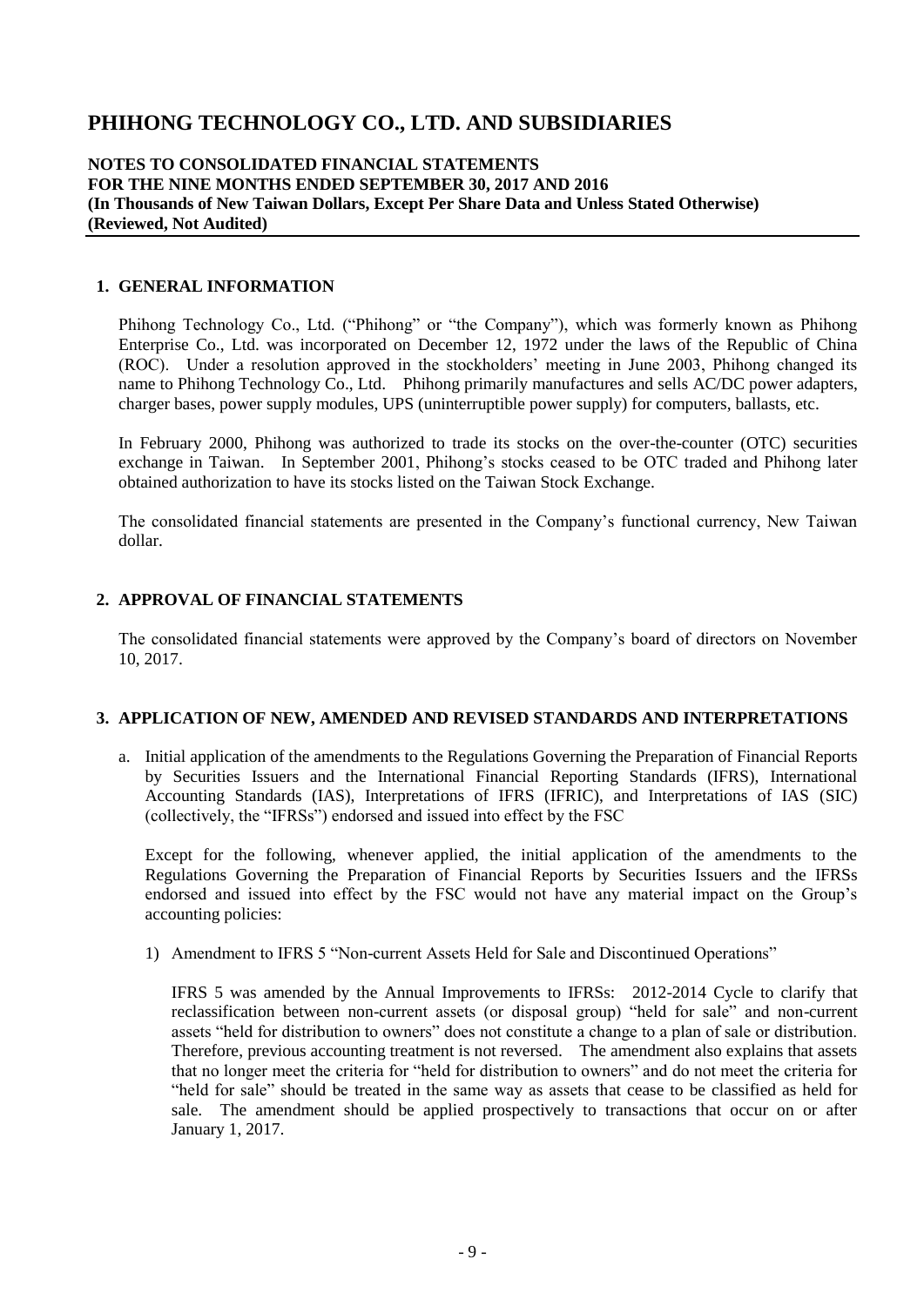# PHIHONG TECHNOLOGY CO., LTD. AND SUBSIDIARIES

**NOTES TO CONSOLIDATED FINANCIAL STATEMENTS**
**FOR THE NINE MONTHS ENDED SEPTEMBER 30, 2017 AND 2016**
**(In Thousands of New Taiwan Dollars, Except Per Share Data and Unless Stated Otherwise)**
**(Reviewed, Not Audited)**

## 1. GENERAL INFORMATION

Phihong Technology Co., Ltd. ("Phihong" or "the Company"), which was formerly known as Phihong Enterprise Co., Ltd. was incorporated on December 12, 1972 under the laws of the Republic of China (ROC). Under a resolution approved in the stockholders' meeting in June 2003, Phihong changed its name to Phihong Technology Co., Ltd. Phihong primarily manufactures and sells AC/DC power adapters, charger bases, power supply modules, UPS (uninterruptible power supply) for computers, ballasts, etc.

In February 2000, Phihong was authorized to trade its stocks on the over-the-counter (OTC) securities exchange in Taiwan. In September 2001, Phihong's stocks ceased to be OTC traded and Phihong later obtained authorization to have its stocks listed on the Taiwan Stock Exchange.

The consolidated financial statements are presented in the Company's functional currency, New Taiwan dollar.

## 2. APPROVAL OF FINANCIAL STATEMENTS

The consolidated financial statements were approved by the Company's board of directors on November 10, 2017.

## 3. APPLICATION OF NEW, AMENDED AND REVISED STANDARDS AND INTERPRETATIONS

a. Initial application of the amendments to the Regulations Governing the Preparation of Financial Reports by Securities Issuers and the International Financial Reporting Standards (IFRS), International Accounting Standards (IAS), Interpretations of IFRS (IFRIC), and Interpretations of IAS (SIC) (collectively, the "IFRSs") endorsed and issued into effect by the FSC

Except for the following, whenever applied, the initial application of the amendments to the Regulations Governing the Preparation of Financial Reports by Securities Issuers and the IFRSs endorsed and issued into effect by the FSC would not have any material impact on the Group's accounting policies:

1) Amendment to IFRS 5 "Non-current Assets Held for Sale and Discontinued Operations"

IFRS 5 was amended by the Annual Improvements to IFRSs: 2012-2014 Cycle to clarify that reclassification between non-current assets (or disposal group) "held for sale" and non-current assets "held for distribution to owners" does not constitute a change to a plan of sale or distribution. Therefore, previous accounting treatment is not reversed. The amendment also explains that assets that no longer meet the criteria for "held for distribution to owners" and do not meet the criteria for "held for sale" should be treated in the same way as assets that cease to be classified as held for sale. The amendment should be applied prospectively to transactions that occur on or after January 1, 2017.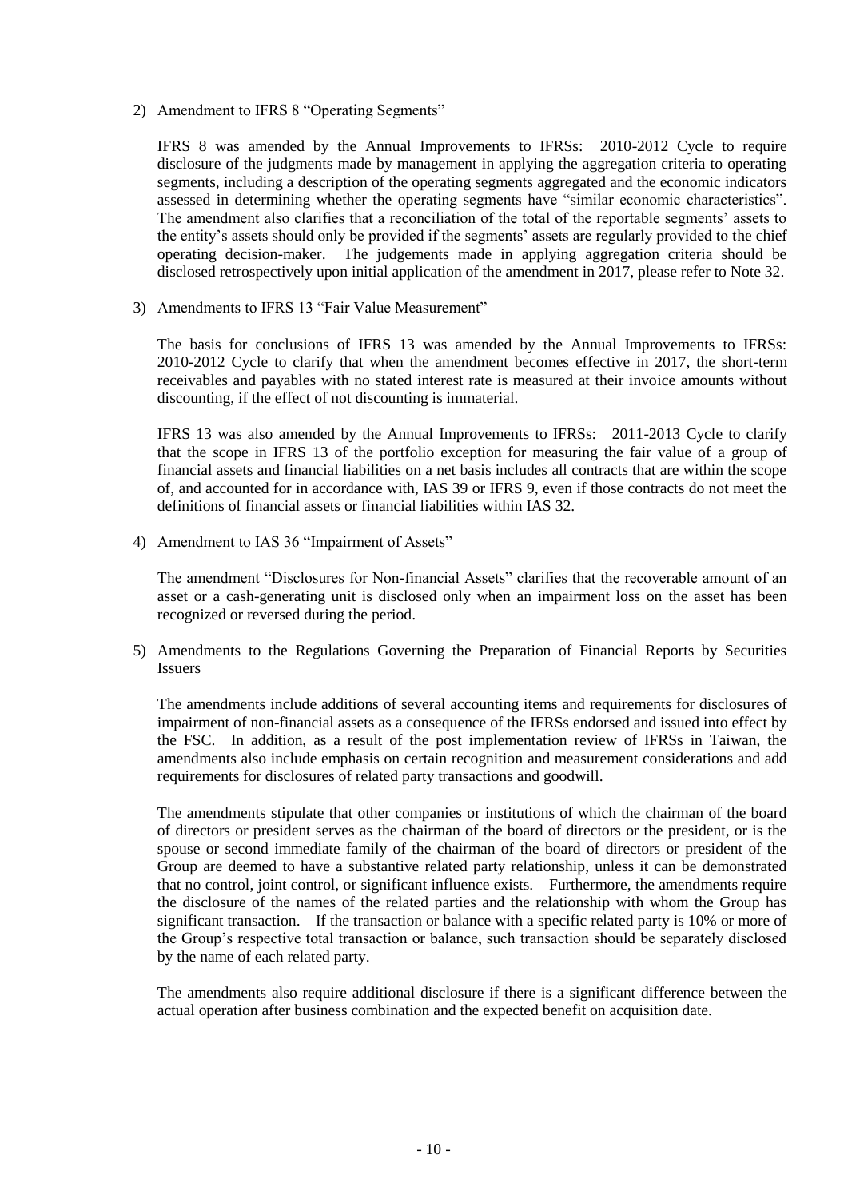2) Amendment to IFRS 8 "Operating Segments"

   IFRS 8 was amended by the Annual Improvements to IFRSs: 2010-2012 Cycle to require disclosure of the judgments made by management in applying the aggregation criteria to operating segments, including a description of the operating segments aggregated and the economic indicators assessed in determining whether the operating segments have "similar economic characteristics". The amendment also clarifies that a reconciliation of the total of the reportable segments' assets to the entity's assets should only be provided if the segments' assets are regularly provided to the chief operating decision-maker. The judgements made in applying aggregation criteria should be disclosed retrospectively upon initial application of the amendment in 2017, please refer to Note 32.

3) Amendments to IFRS 13 "Fair Value Measurement"

   The basis for conclusions of IFRS 13 was amended by the Annual Improvements to IFRSs: 2010-2012 Cycle to clarify that when the amendment becomes effective in 2017, the short-term receivables and payables with no stated interest rate is measured at their invoice amounts without discounting, if the effect of not discounting is immaterial.

   IFRS 13 was also amended by the Annual Improvements to IFRSs: 2011-2013 Cycle to clarify that the scope in IFRS 13 of the portfolio exception for measuring the fair value of a group of financial assets and financial liabilities on a net basis includes all contracts that are within the scope of, and accounted for in accordance with, IAS 39 or IFRS 9, even if those contracts do not meet the definitions of financial assets or financial liabilities within IAS 32.

4) Amendment to IAS 36 "Impairment of Assets"

   The amendment "Disclosures for Non-financial Assets" clarifies that the recoverable amount of an asset or a cash-generating unit is disclosed only when an impairment loss on the asset has been recognized or reversed during the period.

5) Amendments to the Regulations Governing the Preparation of Financial Reports by Securities Issuers

   The amendments include additions of several accounting items and requirements for disclosures of impairment of non-financial assets as a consequence of the IFRSs endorsed and issued into effect by the FSC. In addition, as a result of the post implementation review of IFRSs in Taiwan, the amendments also include emphasis on certain recognition and measurement considerations and add requirements for disclosures of related party transactions and goodwill.

   The amendments stipulate that other companies or institutions of which the chairman of the board of directors or president serves as the chairman of the board of directors or the president, or is the spouse or second immediate family of the chairman of the board of directors or president of the Group are deemed to have a substantive related party relationship, unless it can be demonstrated that no control, joint control, or significant influence exists. Furthermore, the amendments require the disclosure of the names of the related parties and the relationship with whom the Group has significant transaction. If the transaction or balance with a specific related party is 10% or more of the Group's respective total transaction or balance, such transaction should be separately disclosed by the name of each related party.

   The amendments also require additional disclosure if there is a significant difference between the actual operation after business combination and the expected benefit on acquisition date.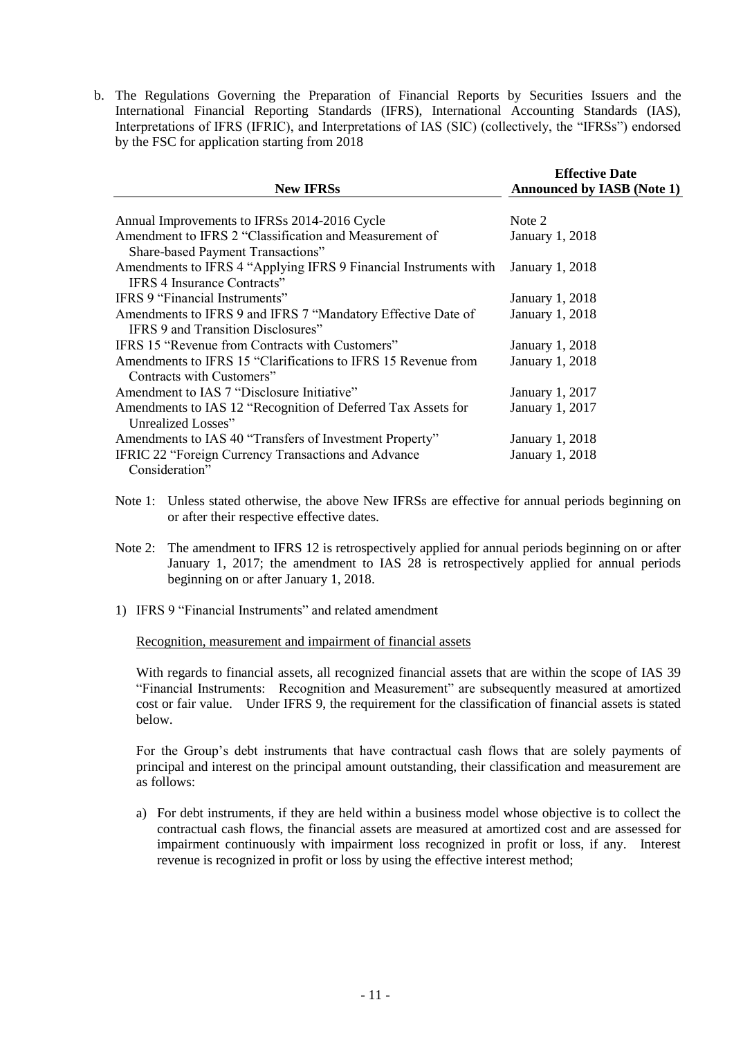b. The Regulations Governing the Preparation of Financial Reports by Securities Issuers and the International Financial Reporting Standards (IFRS), International Accounting Standards (IAS), Interpretations of IFRS (IFRIC), and Interpretations of IAS (SIC) (collectively, the "IFRSs") endorsed by the FSC for application starting from 2018

| New IFRSs | Effective Date Announced by IASB (Note 1) |
|---|---|
| Annual Improvements to IFRSs 2014-2016 Cycle | Note 2 |
| Amendment to IFRS 2 "Classification and Measurement of Share-based Payment Transactions" | January 1, 2018 |
| Amendments to IFRS 4 "Applying IFRS 9 Financial Instruments with IFRS 4 Insurance Contracts" | January 1, 2018 |
| IFRS 9 "Financial Instruments" | January 1, 2018 |
| Amendments to IFRS 9 and IFRS 7 "Mandatory Effective Date of IFRS 9 and Transition Disclosures" | January 1, 2018 |
| IFRS 15 "Revenue from Contracts with Customers" | January 1, 2018 |
| Amendments to IFRS 15 "Clarifications to IFRS 15 Revenue from Contracts with Customers" | January 1, 2018 |
| Amendment to IAS 7 "Disclosure Initiative" | January 1, 2017 |
| Amendments to IAS 12 "Recognition of Deferred Tax Assets for Unrealized Losses" | January 1, 2017 |
| Amendments to IAS 40 "Transfers of Investment Property" | January 1, 2018 |
| IFRIC 22 "Foreign Currency Transactions and Advance Consideration" | January 1, 2018 |

Note 1: Unless stated otherwise, the above New IFRSs are effective for annual periods beginning on or after their respective effective dates.

Note 2: The amendment to IFRS 12 is retrospectively applied for annual periods beginning on or after January 1, 2017; the amendment to IAS 28 is retrospectively applied for annual periods beginning on or after January 1, 2018.

1) IFRS 9 "Financial Instruments" and related amendment

Recognition, measurement and impairment of financial assets

With regards to financial assets, all recognized financial assets that are within the scope of IAS 39 "Financial Instruments: Recognition and Measurement" are subsequently measured at amortized cost or fair value. Under IFRS 9, the requirement for the classification of financial assets is stated below.

For the Group's debt instruments that have contractual cash flows that are solely payments of principal and interest on the principal amount outstanding, their classification and measurement are as follows:

a) For debt instruments, if they are held within a business model whose objective is to collect the contractual cash flows, the financial assets are measured at amortized cost and are assessed for impairment continuously with impairment loss recognized in profit or loss, if any. Interest revenue is recognized in profit or loss by using the effective interest method;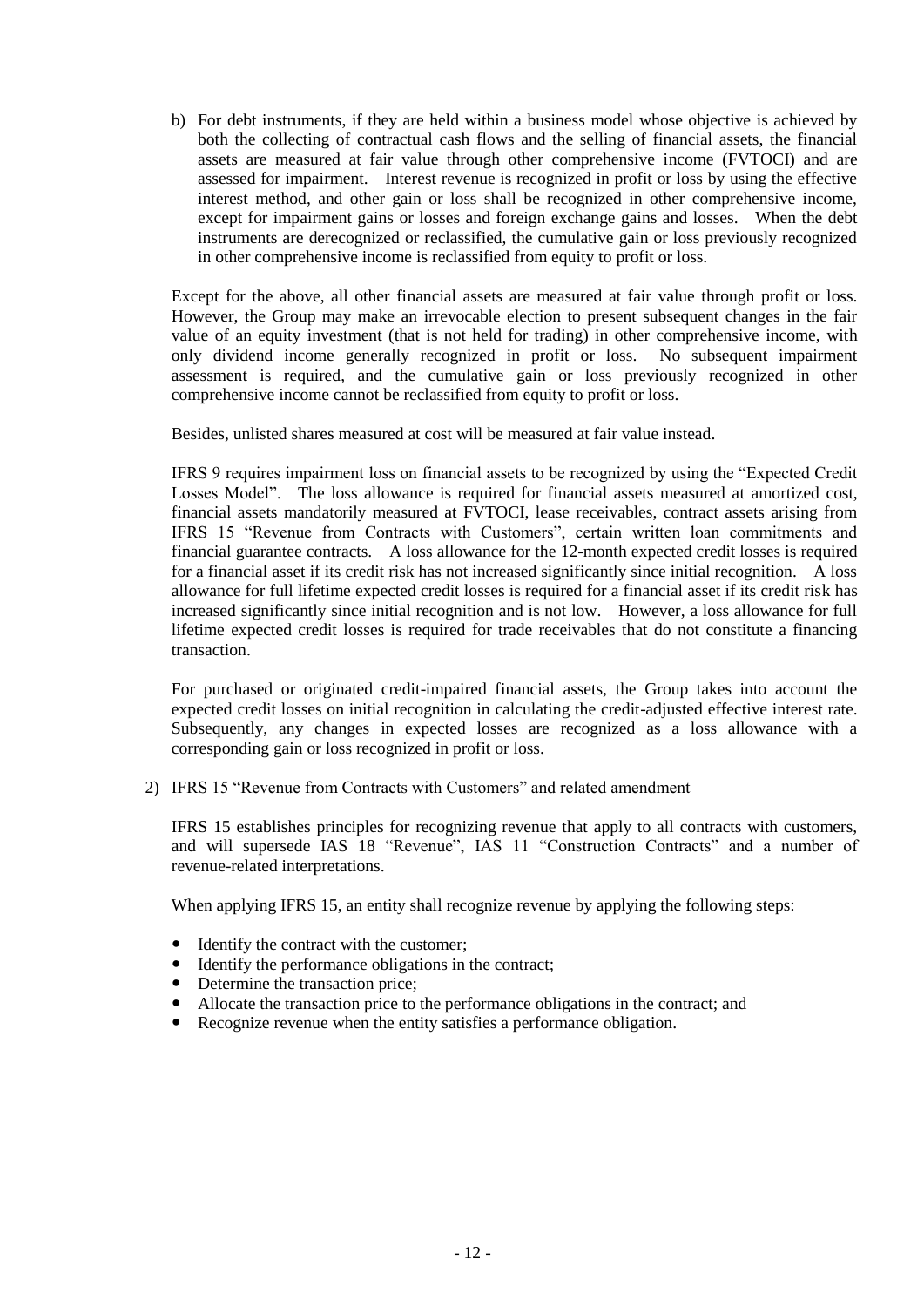b) For debt instruments, if they are held within a business model whose objective is achieved by both the collecting of contractual cash flows and the selling of financial assets, the financial assets are measured at fair value through other comprehensive income (FVTOCI) and are assessed for impairment. Interest revenue is recognized in profit or loss by using the effective interest method, and other gain or loss shall be recognized in other comprehensive income, except for impairment gains or losses and foreign exchange gains and losses. When the debt instruments are derecognized or reclassified, the cumulative gain or loss previously recognized in other comprehensive income is reclassified from equity to profit or loss.

Except for the above, all other financial assets are measured at fair value through profit or loss. However, the Group may make an irrevocable election to present subsequent changes in the fair value of an equity investment (that is not held for trading) in other comprehensive income, with only dividend income generally recognized in profit or loss. No subsequent impairment assessment is required, and the cumulative gain or loss previously recognized in other comprehensive income cannot be reclassified from equity to profit or loss.

Besides, unlisted shares measured at cost will be measured at fair value instead.

IFRS 9 requires impairment loss on financial assets to be recognized by using the "Expected Credit Losses Model". The loss allowance is required for financial assets measured at amortized cost, financial assets mandatorily measured at FVTOCI, lease receivables, contract assets arising from IFRS 15 "Revenue from Contracts with Customers", certain written loan commitments and financial guarantee contracts. A loss allowance for the 12-month expected credit losses is required for a financial asset if its credit risk has not increased significantly since initial recognition. A loss allowance for full lifetime expected credit losses is required for a financial asset if its credit risk has increased significantly since initial recognition and is not low. However, a loss allowance for full lifetime expected credit losses is required for trade receivables that do not constitute a financing transaction.

For purchased or originated credit-impaired financial assets, the Group takes into account the expected credit losses on initial recognition in calculating the credit-adjusted effective interest rate. Subsequently, any changes in expected losses are recognized as a loss allowance with a corresponding gain or loss recognized in profit or loss.

2) IFRS 15 "Revenue from Contracts with Customers" and related amendment

IFRS 15 establishes principles for recognizing revenue that apply to all contracts with customers, and will supersede IAS 18 "Revenue", IAS 11 "Construction Contracts" and a number of revenue-related interpretations.

When applying IFRS 15, an entity shall recognize revenue by applying the following steps:

- Identify the contract with the customer;
- Identify the performance obligations in the contract;
- Determine the transaction price;
- Allocate the transaction price to the performance obligations in the contract; and
- Recognize revenue when the entity satisfies a performance obligation.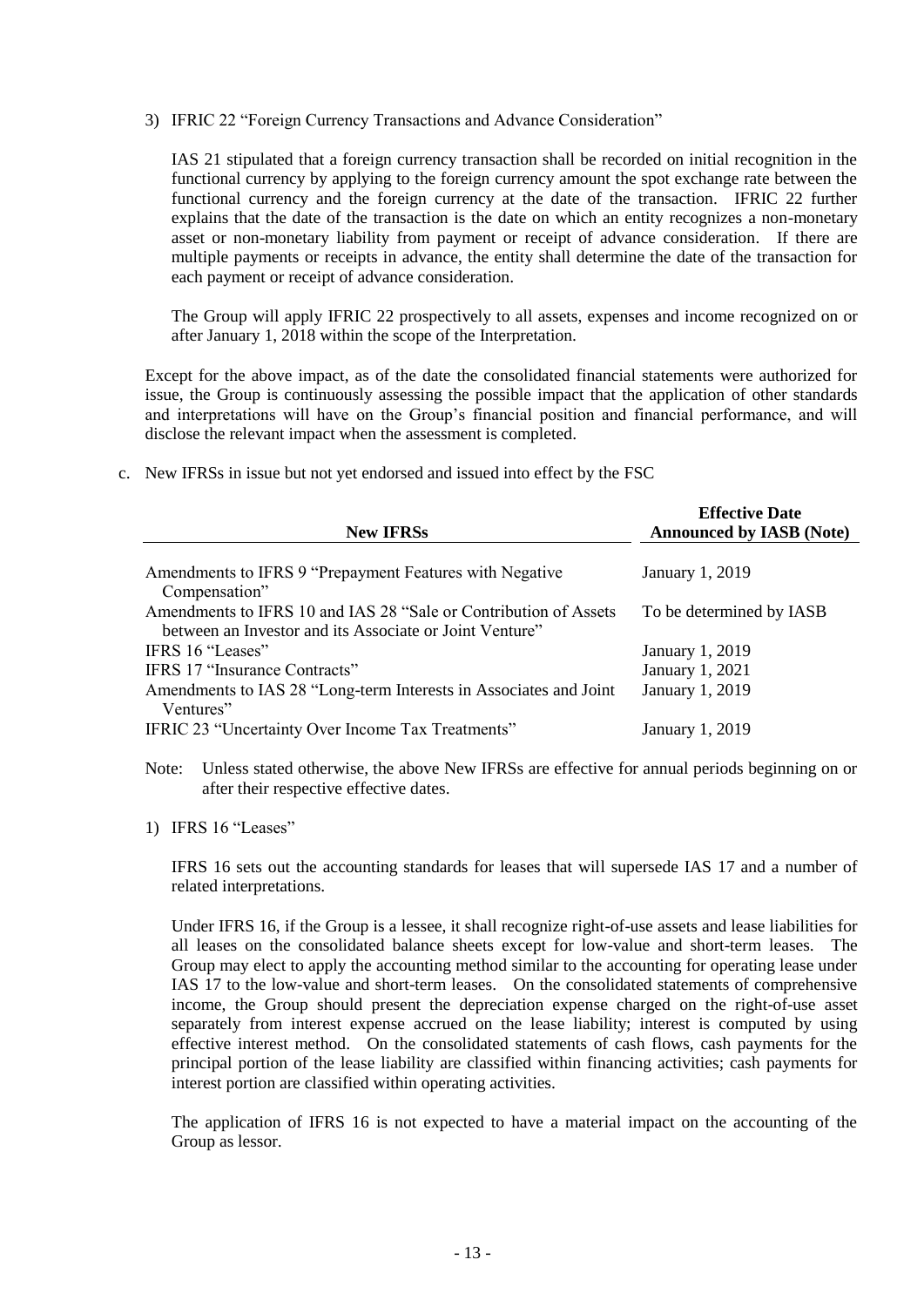3) IFRIC 22 "Foreign Currency Transactions and Advance Consideration"

IAS 21 stipulated that a foreign currency transaction shall be recorded on initial recognition in the functional currency by applying to the foreign currency amount the spot exchange rate between the functional currency and the foreign currency at the date of the transaction. IFRIC 22 further explains that the date of the transaction is the date on which an entity recognizes a non-monetary asset or non-monetary liability from payment or receipt of advance consideration. If there are multiple payments or receipts in advance, the entity shall determine the date of the transaction for each payment or receipt of advance consideration.

The Group will apply IFRIC 22 prospectively to all assets, expenses and income recognized on or after January 1, 2018 within the scope of the Interpretation.

Except for the above impact, as of the date the consolidated financial statements were authorized for issue, the Group is continuously assessing the possible impact that the application of other standards and interpretations will have on the Group's financial position and financial performance, and will disclose the relevant impact when the assessment is completed.

c. New IFRSs in issue but not yet endorsed and issued into effect by the FSC

| New IFRSs | Effective Date Announced by IASB (Note) |
|---|---|
| Amendments to IFRS 9 "Prepayment Features with Negative Compensation" | January 1, 2019 |
| Amendments to IFRS 10 and IAS 28 "Sale or Contribution of Assets between an Investor and its Associate or Joint Venture" | To be determined by IASB |
| IFRS 16 "Leases" | January 1, 2019 |
| IFRS 17 "Insurance Contracts" | January 1, 2021 |
| Amendments to IAS 28 "Long-term Interests in Associates and Joint Ventures" | January 1, 2019 |
| IFRIC 23 "Uncertainty Over Income Tax Treatments" | January 1, 2019 |

Note: Unless stated otherwise, the above New IFRSs are effective for annual periods beginning on or after their respective effective dates.

1) IFRS 16 "Leases"

IFRS 16 sets out the accounting standards for leases that will supersede IAS 17 and a number of related interpretations.

Under IFRS 16, if the Group is a lessee, it shall recognize right-of-use assets and lease liabilities for all leases on the consolidated balance sheets except for low-value and short-term leases. The Group may elect to apply the accounting method similar to the accounting for operating lease under IAS 17 to the low-value and short-term leases. On the consolidated statements of comprehensive income, the Group should present the depreciation expense charged on the right-of-use asset separately from interest expense accrued on the lease liability; interest is computed by using effective interest method. On the consolidated statements of cash flows, cash payments for the principal portion of the lease liability are classified within financing activities; cash payments for interest portion are classified within operating activities.

The application of IFRS 16 is not expected to have a material impact on the accounting of the Group as lessor.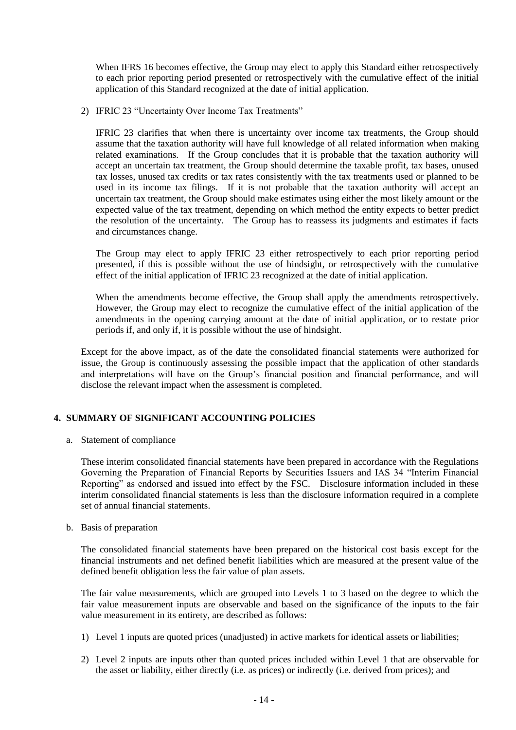When IFRS 16 becomes effective, the Group may elect to apply this Standard either retrospectively to each prior reporting period presented or retrospectively with the cumulative effect of the initial application of this Standard recognized at the date of initial application.

2) IFRIC 23 "Uncertainty Over Income Tax Treatments"

IFRIC 23 clarifies that when there is uncertainty over income tax treatments, the Group should assume that the taxation authority will have full knowledge of all related information when making related examinations. If the Group concludes that it is probable that the taxation authority will accept an uncertain tax treatment, the Group should determine the taxable profit, tax bases, unused tax losses, unused tax credits or tax rates consistently with the tax treatments used or planned to be used in its income tax filings. If it is not probable that the taxation authority will accept an uncertain tax treatment, the Group should make estimates using either the most likely amount or the expected value of the tax treatment, depending on which method the entity expects to better predict the resolution of the uncertainty. The Group has to reassess its judgments and estimates if facts and circumstances change.

The Group may elect to apply IFRIC 23 either retrospectively to each prior reporting period presented, if this is possible without the use of hindsight, or retrospectively with the cumulative effect of the initial application of IFRIC 23 recognized at the date of initial application.

When the amendments become effective, the Group shall apply the amendments retrospectively. However, the Group may elect to recognize the cumulative effect of the initial application of the amendments in the opening carrying amount at the date of initial application, or to restate prior periods if, and only if, it is possible without the use of hindsight.

Except for the above impact, as of the date the consolidated financial statements were authorized for issue, the Group is continuously assessing the possible impact that the application of other standards and interpretations will have on the Group's financial position and financial performance, and will disclose the relevant impact when the assessment is completed.

## 4. SUMMARY OF SIGNIFICANT ACCOUNTING POLICIES

a. Statement of compliance

These interim consolidated financial statements have been prepared in accordance with the Regulations Governing the Preparation of Financial Reports by Securities Issuers and IAS 34 "Interim Financial Reporting" as endorsed and issued into effect by the FSC. Disclosure information included in these interim consolidated financial statements is less than the disclosure information required in a complete set of annual financial statements.

b. Basis of preparation

The consolidated financial statements have been prepared on the historical cost basis except for the financial instruments and net defined benefit liabilities which are measured at the present value of the defined benefit obligation less the fair value of plan assets.

The fair value measurements, which are grouped into Levels 1 to 3 based on the degree to which the fair value measurement inputs are observable and based on the significance of the inputs to the fair value measurement in its entirety, are described as follows:

1) Level 1 inputs are quoted prices (unadjusted) in active markets for identical assets or liabilities;

2) Level 2 inputs are inputs other than quoted prices included within Level 1 that are observable for the asset or liability, either directly (i.e. as prices) or indirectly (i.e. derived from prices); and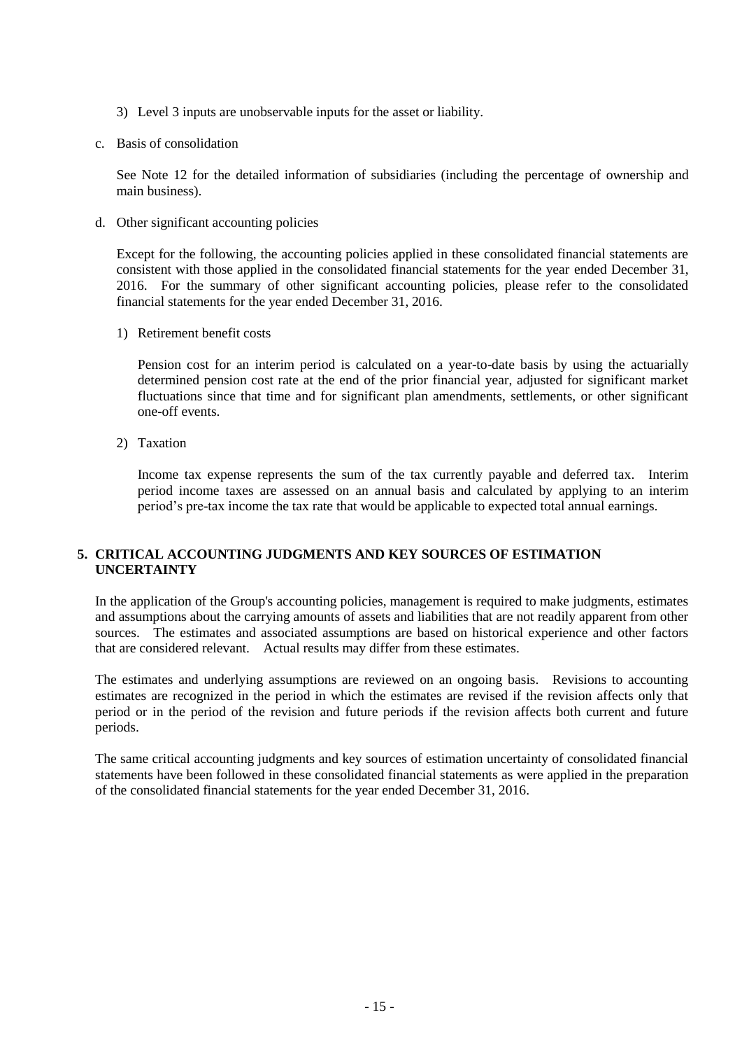3) Level 3 inputs are unobservable inputs for the asset or liability.

c. Basis of consolidation

See Note 12 for the detailed information of subsidiaries (including the percentage of ownership and main business).

d. Other significant accounting policies

Except for the following, the accounting policies applied in these consolidated financial statements are consistent with those applied in the consolidated financial statements for the year ended December 31, 2016. For the summary of other significant accounting policies, please refer to the consolidated financial statements for the year ended December 31, 2016.

1) Retirement benefit costs

Pension cost for an interim period is calculated on a year-to-date basis by using the actuarially determined pension cost rate at the end of the prior financial year, adjusted for significant market fluctuations since that time and for significant plan amendments, settlements, or other significant one-off events.

2) Taxation

Income tax expense represents the sum of the tax currently payable and deferred tax. Interim period income taxes are assessed on an annual basis and calculated by applying to an interim period's pre-tax income the tax rate that would be applicable to expected total annual earnings.

## 5. CRITICAL ACCOUNTING JUDGMENTS AND KEY SOURCES OF ESTIMATION UNCERTAINTY

In the application of the Group's accounting policies, management is required to make judgments, estimates and assumptions about the carrying amounts of assets and liabilities that are not readily apparent from other sources. The estimates and associated assumptions are based on historical experience and other factors that are considered relevant. Actual results may differ from these estimates.

The estimates and underlying assumptions are reviewed on an ongoing basis. Revisions to accounting estimates are recognized in the period in which the estimates are revised if the revision affects only that period or in the period of the revision and future periods if the revision affects both current and future periods.

The same critical accounting judgments and key sources of estimation uncertainty of consolidated financial statements have been followed in these consolidated financial statements as were applied in the preparation of the consolidated financial statements for the year ended December 31, 2016.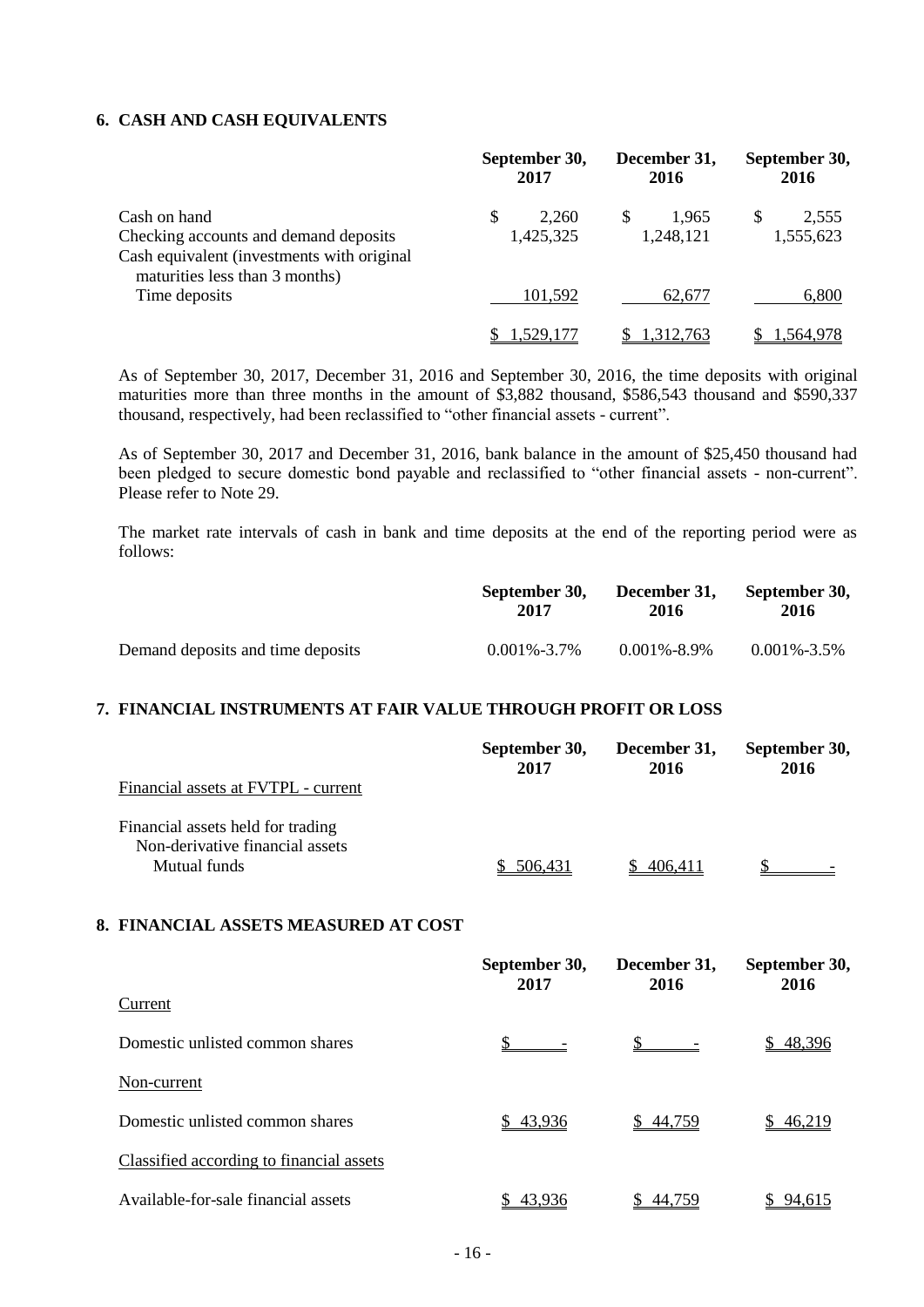## 6. CASH AND CASH EQUIVALENTS

| | September 30, 2017 | December 31, 2016 | September 30, 2016 |
|---|---|---|---|
| Cash on hand | $ 2,260 | $ 1,965 | $ 2,555 |
| Checking accounts and demand deposits | 1,425,325 | 1,248,121 | 1,555,623 |
| Cash equivalent (investments with original maturities less than 3 months) | | | |
| Time deposits | 101,592 | 62,677 | 6,800 |
| | $ 1,529,177 | $ 1,312,763 | $ 1,564,978 |

As of September 30, 2017, December 31, 2016 and September 30, 2016, the time deposits with original maturities more than three months in the amount of $3,882 thousand, $586,543 thousand and $590,337 thousand, respectively, had been reclassified to "other financial assets - current".

As of September 30, 2017 and December 31, 2016, bank balance in the amount of $25,450 thousand had been pledged to secure domestic bond payable and reclassified to "other financial assets - non-current". Please refer to Note 29.

The market rate intervals of cash in bank and time deposits at the end of the reporting period were as follows:

| | September 30, 2017 | December 31, 2016 | September 30, 2016 |
|---|---|---|---|
| Demand deposits and time deposits | 0.001%-3.7% | 0.001%-8.9% | 0.001%-3.5% |

## 7. FINANCIAL INSTRUMENTS AT FAIR VALUE THROUGH PROFIT OR LOSS

| | September 30, 2017 | December 31, 2016 | September 30, 2016 |
|---|---|---|---|
| Financial assets at FVTPL - current | | | |
| Financial assets held for trading | | | |
| Non-derivative financial assets | | | |
| Mutual funds | $ 506,431 | $ 406,411 | $ - |

## 8. FINANCIAL ASSETS MEASURED AT COST

| | September 30, 2017 | December 31, 2016 | September 30, 2016 |
|---|---|---|---|
| Current | | | |
| Domestic unlisted common shares | $ - | $ - | $ 48,396 |
| Non-current | | | |
| Domestic unlisted common shares | $ 43,936 | $ 44,759 | $ 46,219 |
| Classified according to financial assets | | | |
| Available-for-sale financial assets | $ 43,936 | $ 44,759 | $ 94,615 |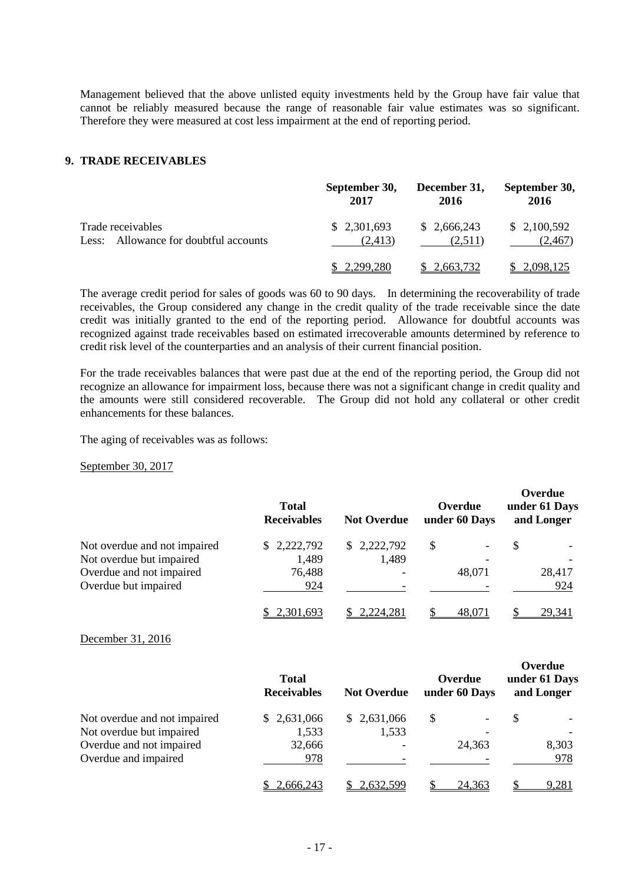Management believed that the above unlisted equity investments held by the Group have fair value that cannot be reliably measured because the range of reasonable fair value estimates was so significant. Therefore they were measured at cost less impairment at the end of reporting period.

## 9. TRADE RECEIVABLES

| | September 30, 2017 | December 31, 2016 | September 30, 2016 |
|---|---|---|---|
| Trade receivables | $ 2,301,693 | $ 2,666,243 | $ 2,100,592 |
| Less: Allowance for doubtful accounts | (2,413) | (2,511) | (2,467) |
| | $ 2,299,280 | $ 2,663,732 | $ 2,098,125 |

The average credit period for sales of goods was 60 to 90 days. In determining the recoverability of trade receivables, the Group considered any change in the credit quality of the trade receivable since the date credit was initially granted to the end of the reporting period. Allowance for doubtful accounts was recognized against trade receivables based on estimated irrecoverable amounts determined by reference to credit risk level of the counterparties and an analysis of their current financial position.

For the trade receivables balances that were past due at the end of the reporting period, the Group did not recognize an allowance for impairment loss, because there was not a significant change in credit quality and the amounts were still considered recoverable. The Group did not hold any collateral or other credit enhancements for these balances.

The aging of receivables was as follows:

September 30, 2017

| | Total Receivables | Not Overdue | Overdue under 60 Days | Overdue under 61 Days and Longer |
|---|---|---|---|---|
| Not overdue and not impaired | $ 2,222,792 | $ 2,222,792 | $ - | $ - |
| Not overdue but impaired | 1,489 | 1,489 | - | - |
| Overdue and not impaired | 76,488 | - | 48,071 | 28,417 |
| Overdue but impaired | 924 | - | - | 924 |
| | $ 2,301,693 | $ 2,224,281 | $ 48,071 | $ 29,341 |

December 31, 2016

| | Total Receivables | Not Overdue | Overdue under 60 Days | Overdue under 61 Days and Longer |
|---|---|---|---|---|
| Not overdue and not impaired | $ 2,631,066 | $ 2,631,066 | $ - | $ - |
| Not overdue but impaired | 1,533 | 1,533 | - | - |
| Overdue and not impaired | 32,666 | - | 24,363 | 8,303 |
| Overdue and impaired | 978 | - | - | 978 |
| | $ 2,666,243 | $ 2,632,599 | $ 24,363 | $ 9,281 |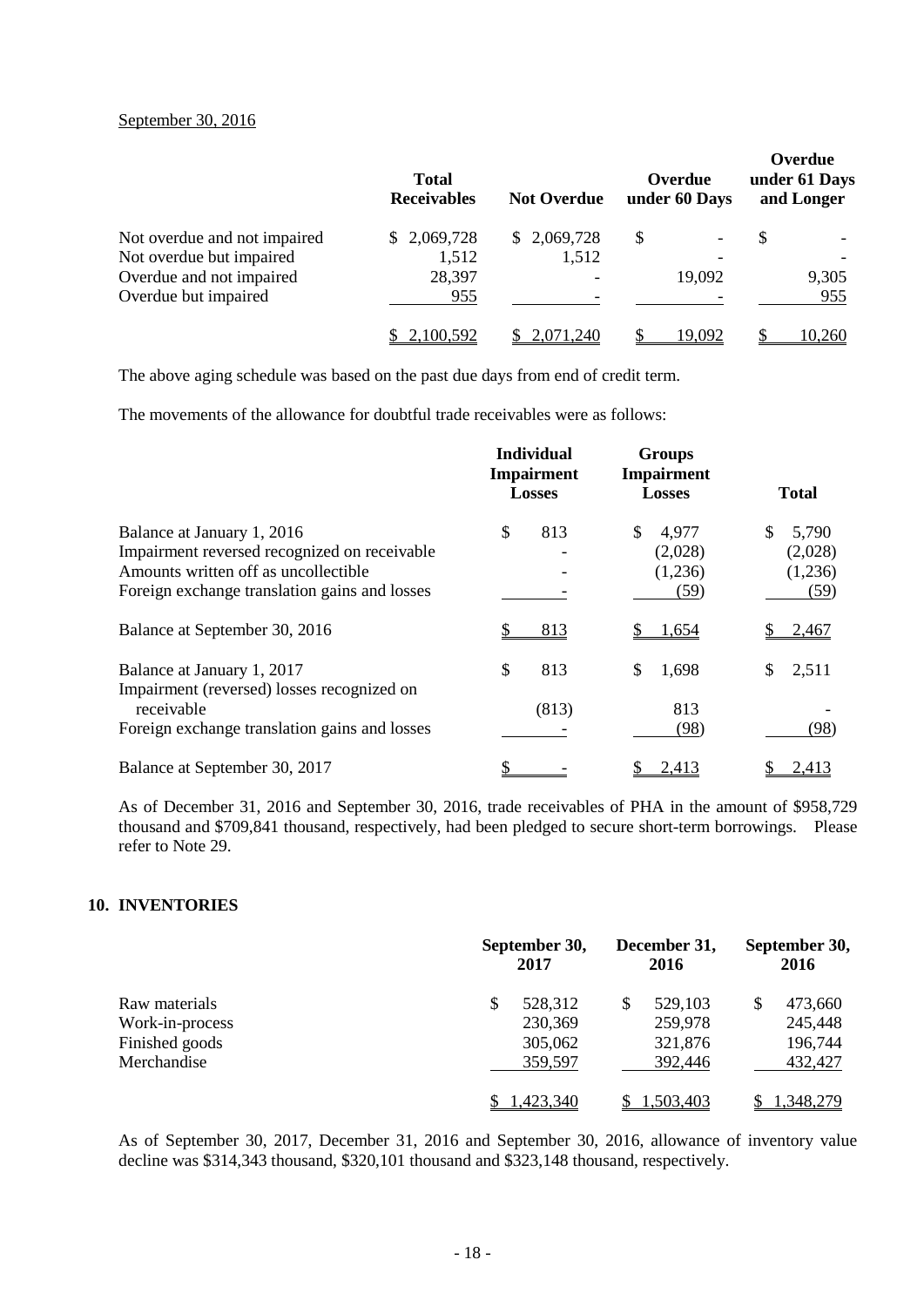September 30, 2016

| | Total Receivables | Not Overdue | Overdue under 60 Days | Overdue under 61 Days and Longer |
|---|---|---|---|---|
| Not overdue and not impaired | $ 2,069,728 | $ 2,069,728 | $ - | $ - |
| Not overdue but impaired | 1,512 | 1,512 | - | - |
| Overdue and not impaired | 28,397 | - | 19,092 | 9,305 |
| Overdue but impaired | 955 | - | - | 955 |
| | $ 2,100,592 | $ 2,071,240 | $ 19,092 | $ 10,260 |

The above aging schedule was based on the past due days from end of credit term.

The movements of the allowance for doubtful trade receivables were as follows:

| | Individual Impairment Losses | Groups Impairment Losses | Total |
|---|---|---|---|
| Balance at January 1, 2016 | $ 813 | $ 4,977 | $ 5,790 |
| Impairment reversed recognized on receivable | - | (2,028) | (2,028) |
| Amounts written off as uncollectible | - | (1,236) | (1,236) |
| Foreign exchange translation gains and losses | - | (59) | (59) |
| Balance at September 30, 2016 | $ 813 | $ 1,654 | $ 2,467 |
| Balance at January 1, 2017 | $ 813 | $ 1,698 | $ 2,511 |
| Impairment (reversed) losses recognized on receivable | (813) | 813 | - |
| Foreign exchange translation gains and losses | - | (98) | (98) |
| Balance at September 30, 2017 | $ - | $ 2,413 | $ 2,413 |

As of December 31, 2016 and September 30, 2016, trade receivables of PHA in the amount of $958,729 thousand and $709,841 thousand, respectively, had been pledged to secure short-term borrowings. Please refer to Note 29.

## 10. INVENTORIES

| | September 30, 2017 | December 31, 2016 | September 30, 2016 |
|---|---|---|---|
| Raw materials | $ 528,312 | $ 529,103 | $ 473,660 |
| Work-in-process | 230,369 | 259,978 | 245,448 |
| Finished goods | 305,062 | 321,876 | 196,744 |
| Merchandise | 359,597 | 392,446 | 432,427 |
| | $ 1,423,340 | $ 1,503,403 | $ 1,348,279 |

As of September 30, 2017, December 31, 2016 and September 30, 2016, allowance of inventory value decline was $314,343 thousand, $320,101 thousand and $323,148 thousand, respectively.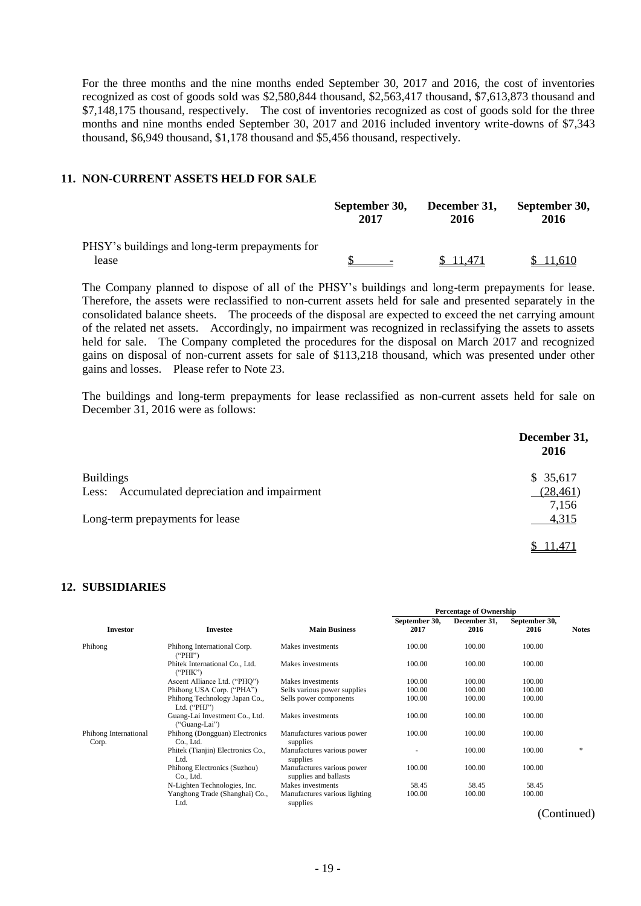For the three months and the nine months ended September 30, 2017 and 2016, the cost of inventories recognized as cost of goods sold was $2,580,844 thousand, $2,563,417 thousand, $7,613,873 thousand and $7,148,175 thousand, respectively. The cost of inventories recognized as cost of goods sold for the three months and nine months ended September 30, 2017 and 2016 included inventory write-downs of $7,343 thousand, $6,949 thousand, $1,178 thousand and $5,456 thousand, respectively.

## 11. NON-CURRENT ASSETS HELD FOR SALE

| | September 30, 2017 | December 31, 2016 | September 30, 2016 |
|---|---|---|---|
| PHSY's buildings and long-term prepayments for lease | $ - | $ 11,471 | $ 11,610 |

The Company planned to dispose of all of the PHSY's buildings and long-term prepayments for lease. Therefore, the assets were reclassified to non-current assets held for sale and presented separately in the consolidated balance sheets. The proceeds of the disposal are expected to exceed the net carrying amount of the related net assets. Accordingly, no impairment was recognized in reclassifying the assets to assets held for sale. The Company completed the procedures for the disposal on March 2017 and recognized gains on disposal of non-current assets for sale of $113,218 thousand, which was presented under other gains and losses. Please refer to Note 23.

The buildings and long-term prepayments for lease reclassified as non-current assets held for sale on December 31, 2016 were as follows:

| | December 31, 2016 |
|---|---|
| Buildings | $ 35,617 |
| Less: Accumulated depreciation and impairment | (28,461) |
| | 7,156 |
| Long-term prepayments for lease | 4,315 |
| | $ 11,471 |

## 12. SUBSIDIARIES

| Investor | Investee | Main Business | Percentage of Ownership | | | Notes |
|---|---|---|---|---|---|---|
| | | | September 30, 2017 | December 31, 2016 | September 30, 2016 | |
| Phihong | Phihong International Corp. ("PHI") | Makes investments | 100.00 | 100.00 | 100.00 | |
| | Phitek International Co., Ltd. ("PHK") | Makes investments | 100.00 | 100.00 | 100.00 | |
| | Ascent Alliance Ltd. ("PHQ") | Makes investments | 100.00 | 100.00 | 100.00 | |
| | Phihong USA Corp. ("PHA") | Sells various power supplies | 100.00 | 100.00 | 100.00 | |
| | Phihong Technology Japan Co., Ltd. ("PHJ") | Sells power components | 100.00 | 100.00 | 100.00 | |
| | Guang-Lai Investment Co., Ltd. ("Guang-Lai") | Makes investments | 100.00 | 100.00 | 100.00 | |
| Phihong International Corp. | Phihong (Dongguan) Electronics Co., Ltd. | Manufactures various power supplies | 100.00 | 100.00 | 100.00 | |
| | Phitek (Tianjin) Electronics Co., Ltd. | Manufactures various power supplies | - | 100.00 | 100.00 | * |
| | Phihong Electronics (Suzhou) Co., Ltd. | Manufactures various power supplies and ballasts | 100.00 | 100.00 | 100.00 | |
| | N-Lighten Technologies, Inc. | Makes investments | 58.45 | 58.45 | 58.45 | |
| | Yanghong Trade (Shanghai) Co., Ltd. | Manufactures various lighting supplies | 100.00 | 100.00 | 100.00 | |

(Continued)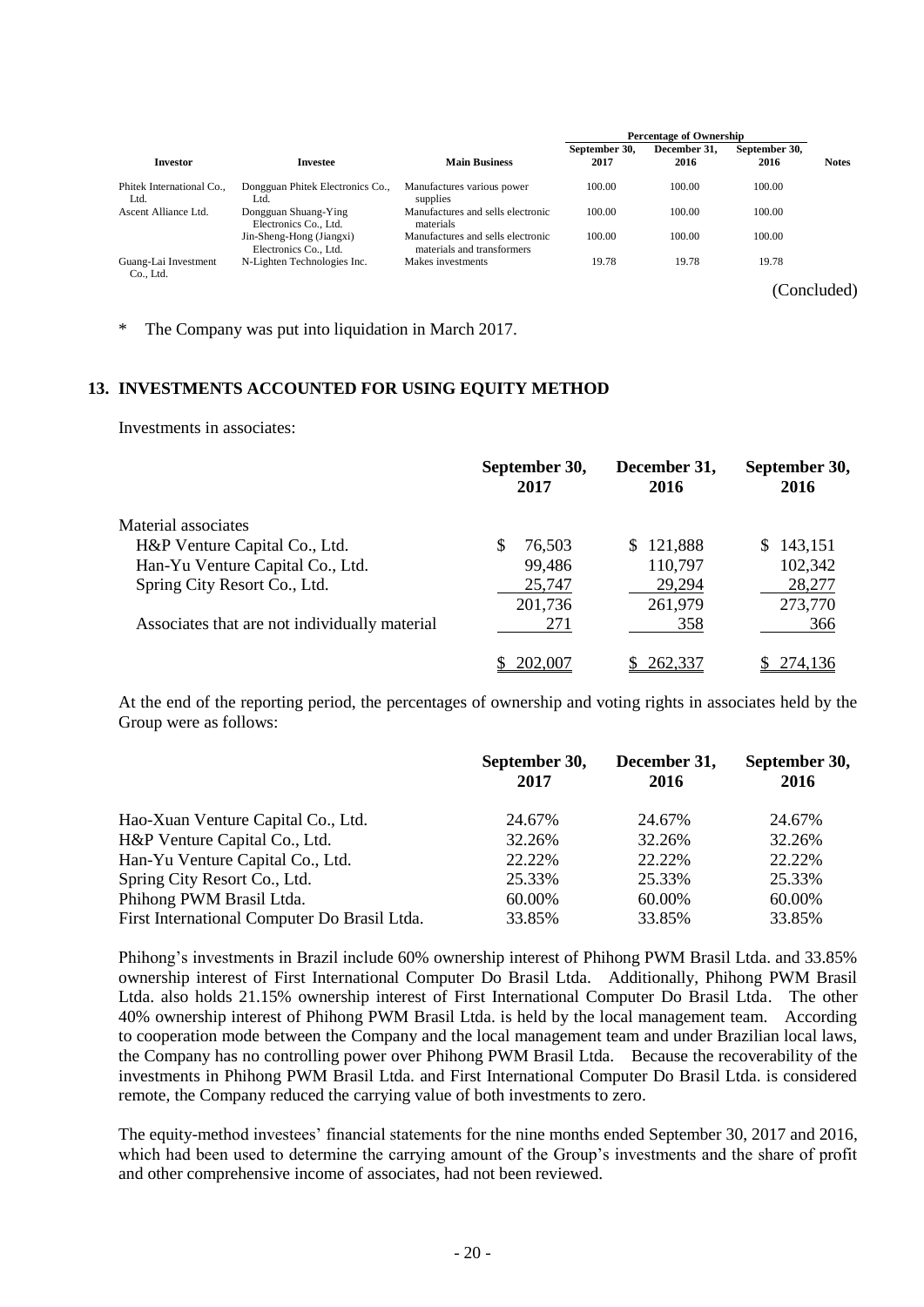| Investor | Investee | Main Business | Percentage of Ownership | | | Notes |
|---|---|---|---|---|---|---|
| | | | September 30, 2017 | December 31, 2016 | September 30, 2016 | |
| Phitek International Co., Ltd. | Dongguan Phitek Electronics Co., Ltd. | Manufactures various power supplies | 100.00 | 100.00 | 100.00 | |
| Ascent Alliance Ltd. | Dongguan Shuang-Ying Electronics Co., Ltd. | Manufactures and sells electronic materials | 100.00 | 100.00 | 100.00 | |
| | Jin-Sheng-Hong (Jiangxi) Electronics Co., Ltd. | Manufactures and sells electronic materials and transformers | 100.00 | 100.00 | 100.00 | |
| Guang-Lai Investment Co., Ltd. | N-Lighten Technologies Inc. | Makes investments | 19.78 | 19.78 | 19.78 | |

(Concluded)

\* The Company was put into liquidation in March 2017.

## 13. INVESTMENTS ACCOUNTED FOR USING EQUITY METHOD

Investments in associates:

| | September 30, 2017 | December 31, 2016 | September 30, 2016 |
|---|---|---|---|
| Material associates | | | |
| H&P Venture Capital Co., Ltd. | $ 76,503 | $ 121,888 | $ 143,151 |
| Han-Yu Venture Capital Co., Ltd. | 99,486 | 110,797 | 102,342 |
| Spring City Resort Co., Ltd. | 25,747 | 29,294 | 28,277 |
| | 201,736 | 261,979 | 273,770 |
| Associates that are not individually material | 271 | 358 | 366 |
| | $ 202,007 | $ 262,337 | $ 274,136 |

At the end of the reporting period, the percentages of ownership and voting rights in associates held by the Group were as follows:

| | September 30, 2017 | December 31, 2016 | September 30, 2016 |
|---|---|---|---|
| Hao-Xuan Venture Capital Co., Ltd. | 24.67% | 24.67% | 24.67% |
| H&P Venture Capital Co., Ltd. | 32.26% | 32.26% | 32.26% |
| Han-Yu Venture Capital Co., Ltd. | 22.22% | 22.22% | 22.22% |
| Spring City Resort Co., Ltd. | 25.33% | 25.33% | 25.33% |
| Phihong PWM Brasil Ltda. | 60.00% | 60.00% | 60.00% |
| First International Computer Do Brasil Ltda. | 33.85% | 33.85% | 33.85% |

Phihong's investments in Brazil include 60% ownership interest of Phihong PWM Brasil Ltda. and 33.85% ownership interest of First International Computer Do Brasil Ltda. Additionally, Phihong PWM Brasil Ltda. also holds 21.15% ownership interest of First International Computer Do Brasil Ltda. The other 40% ownership interest of Phihong PWM Brasil Ltda. is held by the local management team. According to cooperation mode between the Company and the local management team and under Brazilian local laws, the Company has no controlling power over Phihong PWM Brasil Ltda. Because the recoverability of the investments in Phihong PWM Brasil Ltda. and First International Computer Do Brasil Ltda. is considered remote, the Company reduced the carrying value of both investments to zero.

The equity-method investees' financial statements for the nine months ended September 30, 2017 and 2016, which had been used to determine the carrying amount of the Group's investments and the share of profit and other comprehensive income of associates, had not been reviewed.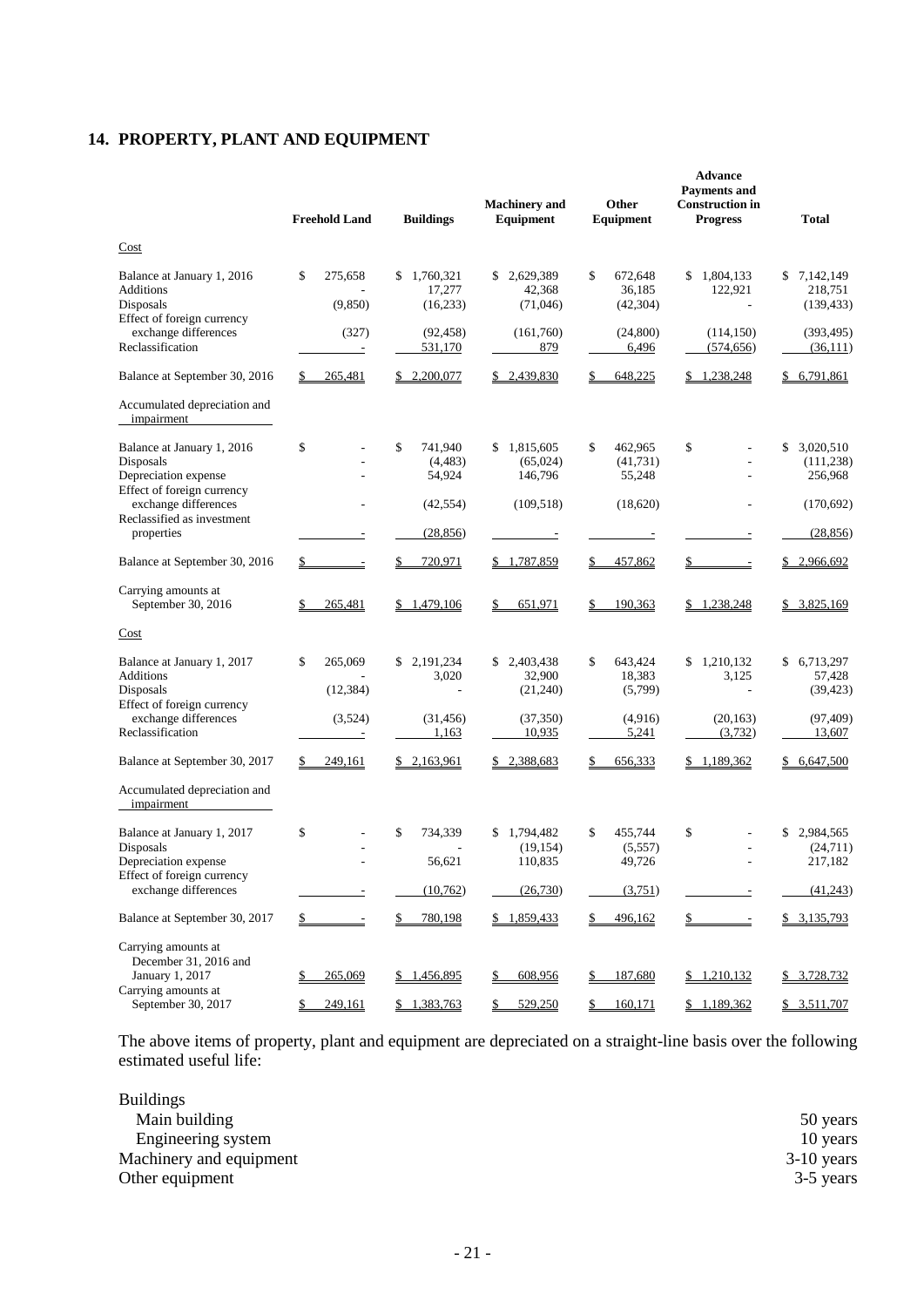## 14. PROPERTY, PLANT AND EQUIPMENT

| | Freehold Land | Buildings | Machinery and Equipment | Other Equipment | Advance Payments and Construction in Progress | Total |
|---|---|---|---|---|---|---|
| Cost | | | | | | |
| Balance at January 1, 2016 | $ 275,658 | $ 1,760,321 | $ 2,629,389 | $ 672,648 | $ 1,804,133 | $ 7,142,149 |
| Additions | - | 17,277 | 42,368 | 36,185 | 122,921 | 218,751 |
| Disposals | (9,850) | (16,233) | (71,046) | (42,304) | - | (139,433) |
| Effect of foreign currency exchange differences | (327) | (92,458) | (161,760) | (24,800) | (114,150) | (393,495) |
| Reclassification | - | 531,170 | 879 | 6,496 | (574,656) | (36,111) |
| Balance at September 30, 2016 | $ 265,481 | $ 2,200,077 | $ 2,439,830 | $ 648,225 | $ 1,238,248 | $ 6,791,861 |
| Accumulated depreciation and impairment | | | | | | |
| Balance at January 1, 2016 | $ - | $ 741,940 | $ 1,815,605 | $ 462,965 | $ - | $ 3,020,510 |
| Disposals | - | (4,483) | (65,024) | (41,731) | - | (111,238) |
| Depreciation expense | - | 54,924 | 146,796 | 55,248 | - | 256,968 |
| Effect of foreign currency exchange differences | - | (42,554) | (109,518) | (18,620) | - | (170,692) |
| Reclassified as investment properties | - | (28,856) | - | - | - | (28,856) |
| Balance at September 30, 2016 | $ - | $ 720,971 | $ 1,787,859 | $ 457,862 | $ - | $ 2,966,692 |
| Carrying amounts at September 30, 2016 | $ 265,481 | $ 1,479,106 | $ 651,971 | $ 190,363 | $ 1,238,248 | $ 3,825,169 |
| Cost | | | | | | |
| Balance at January 1, 2017 | $ 265,069 | $ 2,191,234 | $ 2,403,438 | $ 643,424 | $ 1,210,132 | $ 6,713,297 |
| Additions | - | 3,020 | 32,900 | 18,383 | 3,125 | 57,428 |
| Disposals | (12,384) | - | (21,240) | (5,799) | - | (39,423) |
| Effect of foreign currency exchange differences | (3,524) | (31,456) | (37,350) | (4,916) | (20,163) | (97,409) |
| Reclassification | - | 1,163 | 10,935 | 5,241 | (3,732) | 13,607 |
| Balance at September 30, 2017 | $ 249,161 | $ 2,163,961 | $ 2,388,683 | $ 656,333 | $ 1,189,362 | $ 6,647,500 |
| Accumulated depreciation and impairment | | | | | | |
| Balance at January 1, 2017 | $ - | $ 734,339 | $ 1,794,482 | $ 455,744 | $ - | $ 2,984,565 |
| Disposals | - | - | (19,154) | (5,557) | - | (24,711) |
| Depreciation expense | - | 56,621 | 110,835 | 49,726 | - | 217,182 |
| Effect of foreign currency exchange differences | - | (10,762) | (26,730) | (3,751) | - | (41,243) |
| Balance at September 30, 2017 | $ - | $ 780,198 | $ 1,859,433 | $ 496,162 | $ - | $ 3,135,793 |
| Carrying amounts at December 31, 2016 and January 1, 2017 | $ 265,069 | $ 1,456,895 | $ 608,956 | $ 187,680 | $ 1,210,132 | $ 3,728,732 |
| Carrying amounts at September 30, 2017 | $ 249,161 | $ 1,383,763 | $ 529,250 | $ 160,171 | $ 1,189,362 | $ 3,511,707 |

The above items of property, plant and equipment are depreciated on a straight-line basis over the following estimated useful life:

| | |
|---|---|
| Buildings | |
| Main building | 50 years |
| Engineering system | 10 years |
| Machinery and equipment | 3-10 years |
| Other equipment | 3-5 years |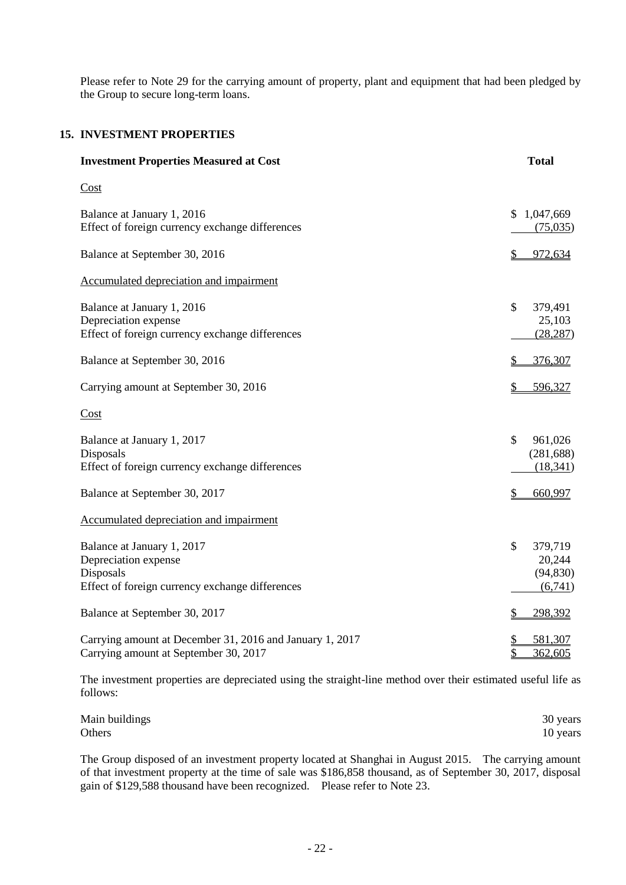Please refer to Note 29 for the carrying amount of property, plant and equipment that had been pledged by the Group to secure long-term loans.

## 15. INVESTMENT PROPERTIES

| **Investment Properties Measured at Cost** | **Total** |
|---|---|
| Cost | |
| Balance at January 1, 2016 | $ 1,047,669 |
| Effect of foreign currency exchange differences | (75,035) |
| Balance at September 30, 2016 | $ 972,634 |
| Accumulated depreciation and impairment | |
| Balance at January 1, 2016 | $ 379,491 |
| Depreciation expense | 25,103 |
| Effect of foreign currency exchange differences | (28,287) |
| Balance at September 30, 2016 | $ 376,307 |
| Carrying amount at September 30, 2016 | $ 596,327 |
| Cost | |
| Balance at January 1, 2017 | $ 961,026 |
| Disposals | (281,688) |
| Effect of foreign currency exchange differences | (18,341) |
| Balance at September 30, 2017 | $ 660,997 |
| Accumulated depreciation and impairment | |
| Balance at January 1, 2017 | $ 379,719 |
| Depreciation expense | 20,244 |
| Disposals | (94,830) |
| Effect of foreign currency exchange differences | (6,741) |
| Balance at September 30, 2017 | $ 298,392 |
| Carrying amount at December 31, 2016 and January 1, 2017 | $ 581,307 |
| Carrying amount at September 30, 2017 | $ 362,605 |

The investment properties are depreciated using the straight-line method over their estimated useful life as follows:

| | |
|---|---|
| Main buildings | 30 years |
| Others | 10 years |

The Group disposed of an investment property located at Shanghai in August 2015. The carrying amount of that investment property at the time of sale was $186,858 thousand, as of September 30, 2017, disposal gain of $129,588 thousand have been recognized. Please refer to Note 23.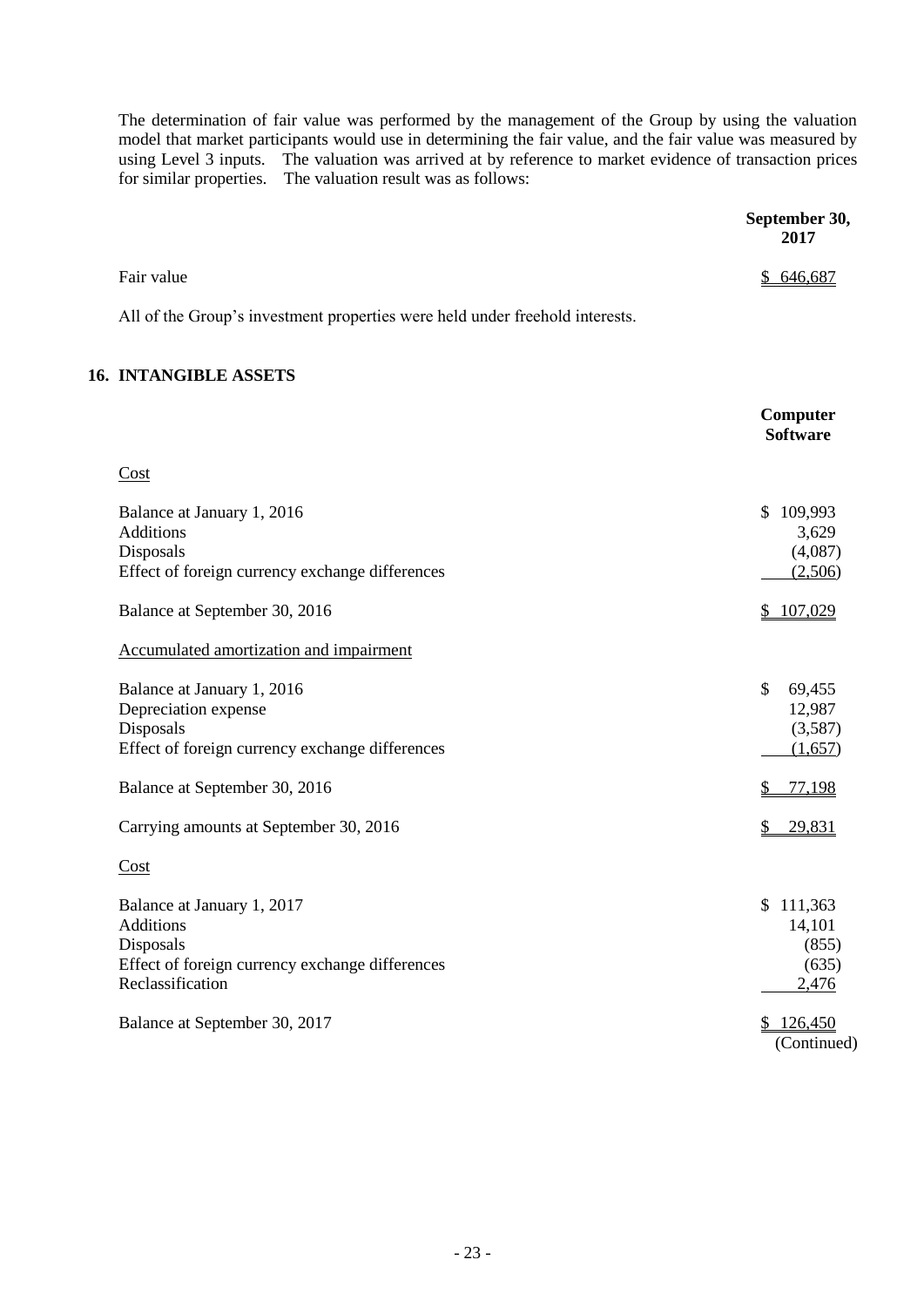The determination of fair value was performed by the management of the Group by using the valuation model that market participants would use in determining the fair value, and the fair value was measured by using Level 3 inputs. The valuation was arrived at by reference to market evidence of transaction prices for similar properties. The valuation result was as follows:

| | September 30, 2017 |
|---|---|
| Fair value | $ 646,687 |

All of the Group's investment properties were held under freehold interests.

## 16. INTANGIBLE ASSETS

| | Computer Software |
|---|---|
| Cost | |
| Balance at January 1, 2016 | $ 109,993 |
| Additions | 3,629 |
| Disposals | (4,087) |
| Effect of foreign currency exchange differences | (2,506) |
| Balance at September 30, 2016 | $ 107,029 |
| Accumulated amortization and impairment | |
| Balance at January 1, 2016 | $ 69,455 |
| Depreciation expense | 12,987 |
| Disposals | (3,587) |
| Effect of foreign currency exchange differences | (1,657) |
| Balance at September 30, 2016 | $ 77,198 |
| Carrying amounts at September 30, 2016 | $ 29,831 |
| Cost | |
| Balance at January 1, 2017 | $ 111,363 |
| Additions | 14,101 |
| Disposals | (855) |
| Effect of foreign currency exchange differences | (635) |
| Reclassification | 2,476 |
| Balance at September 30, 2017 | $ 126,450 |

(Continued)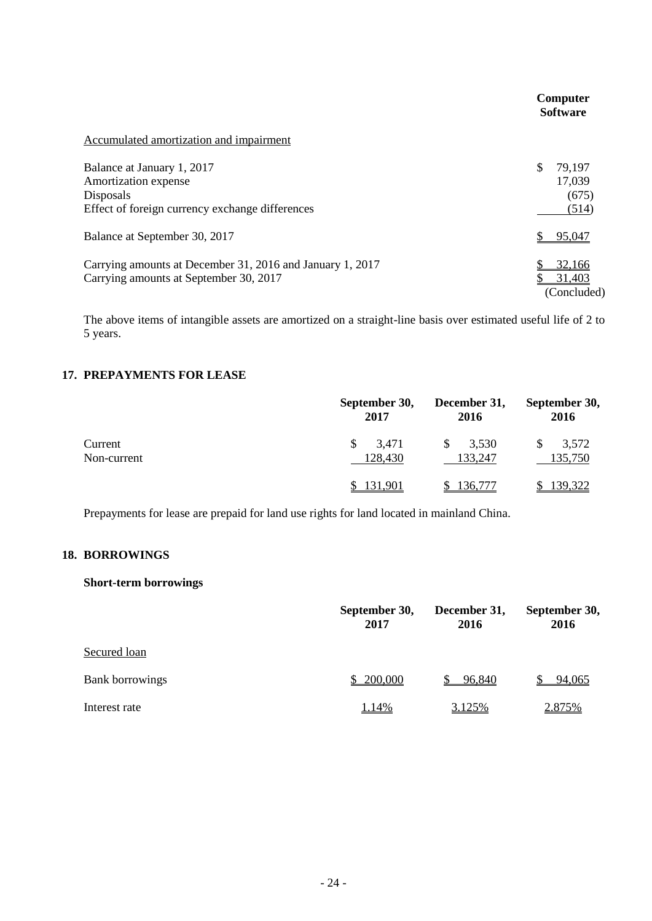| | Computer Software |
|---|---|
| Accumulated amortization and impairment | |
| Balance at January 1, 2017 | $ 79,197 |
| Amortization expense | 17,039 |
| Disposals | (675) |
| Effect of foreign currency exchange differences | (514) |
| Balance at September 30, 2017 | $ 95,047 |
| Carrying amounts at December 31, 2016 and January 1, 2017 | $ 32,166 |
| Carrying amounts at September 30, 2017 | $ 31,403 |
| | (Concluded) |

The above items of intangible assets are amortized on a straight-line basis over estimated useful life of 2 to 5 years.

## 17. PREPAYMENTS FOR LEASE

| | September 30, 2017 | December 31, 2016 | September 30, 2016 |
|---|---|---|---|
| Current | $ 3,471 | $ 3,530 | $ 3,572 |
| Non-current | 128,430 | 133,247 | 135,750 |
| | $ 131,901 | $ 136,777 | $ 139,322 |

Prepayments for lease are prepaid for land use rights for land located in mainland China.

## 18. BORROWINGS

### Short-term borrowings

| | September 30, 2017 | December 31, 2016 | September 30, 2016 |
|---|---|---|---|
| Secured loan | | | |
| Bank borrowings | $ 200,000 | $ 96,840 | $ 94,065 |
| Interest rate | 1.14% | 3.125% | 2.875% |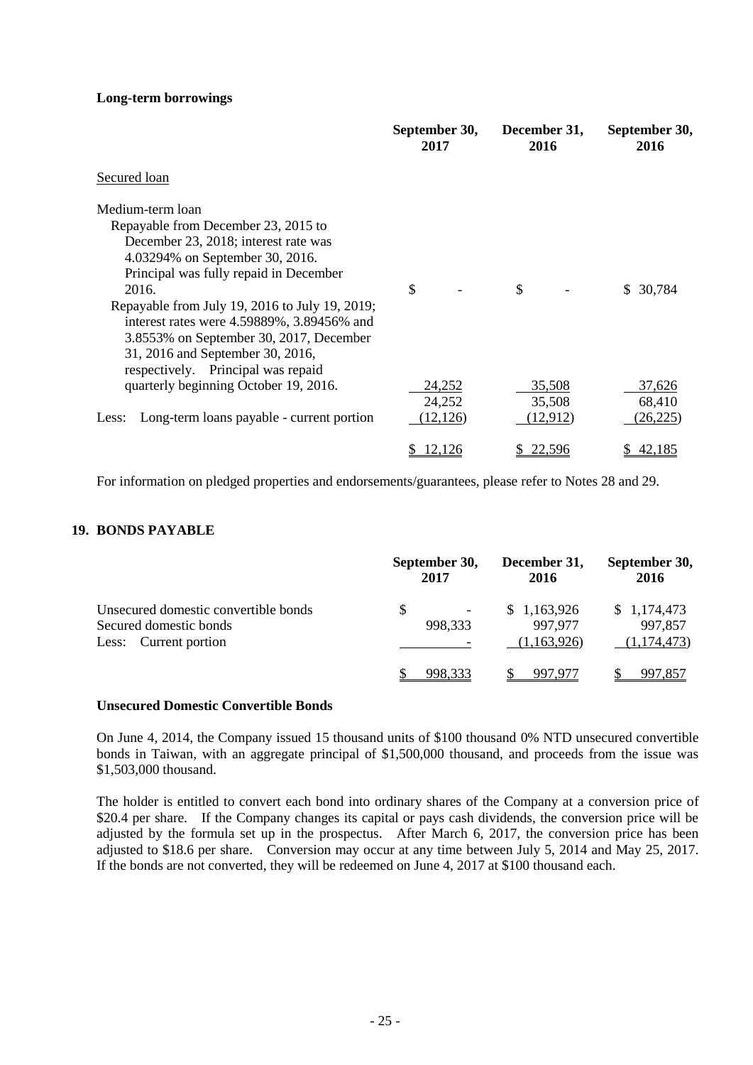**Long-term borrowings**

| | September 30, 2017 | December 31, 2016 | September 30, 2016 |
|---|---|---|---|
| Secured loan | | | |
| Medium-term loan | | | |
| Repayable from December 23, 2015 to December 23, 2018; interest rate was 4.03294% on September 30, 2016. Principal was fully repaid in December 2016. | $ - | $ - | $ 30,784 |
| Repayable from July 19, 2016 to July 19, 2019; interest rates were 4.59889%, 3.89456% and 3.8553% on September 30, 2017, December 31, 2016 and September 30, 2016, respectively. Principal was repaid quarterly beginning October 19, 2016. | 24,252 | 35,508 | 37,626 |
| | 24,252 | 35,508 | 68,410 |
| Less: Long-term loans payable - current portion | (12,126) | (12,912) | (26,225) |
| | $ 12,126 | $ 22,596 | $ 42,185 |

For information on pledged properties and endorsements/guarantees, please refer to Notes 28 and 29.

## 19. BONDS PAYABLE

| | September 30, 2017 | December 31, 2016 | September 30, 2016 |
|---|---|---|---|
| Unsecured domestic convertible bonds | $ - | $ 1,163,926 | $ 1,174,473 |
| Secured domestic bonds | 998,333 | 997,977 | 997,857 |
| Less: Current portion | - | (1,163,926) | (1,174,473) |
| | $ 998,333 | $ 997,977 | $ 997,857 |

**Unsecured Domestic Convertible Bonds**

On June 4, 2014, the Company issued 15 thousand units of $100 thousand 0% NTD unsecured convertible bonds in Taiwan, with an aggregate principal of $1,500,000 thousand, and proceeds from the issue was $1,503,000 thousand.

The holder is entitled to convert each bond into ordinary shares of the Company at a conversion price of $20.4 per share. If the Company changes its capital or pays cash dividends, the conversion price will be adjusted by the formula set up in the prospectus. After March 6, 2017, the conversion price has been adjusted to $18.6 per share. Conversion may occur at any time between July 5, 2014 and May 25, 2017. If the bonds are not converted, they will be redeemed on June 4, 2017 at $100 thousand each.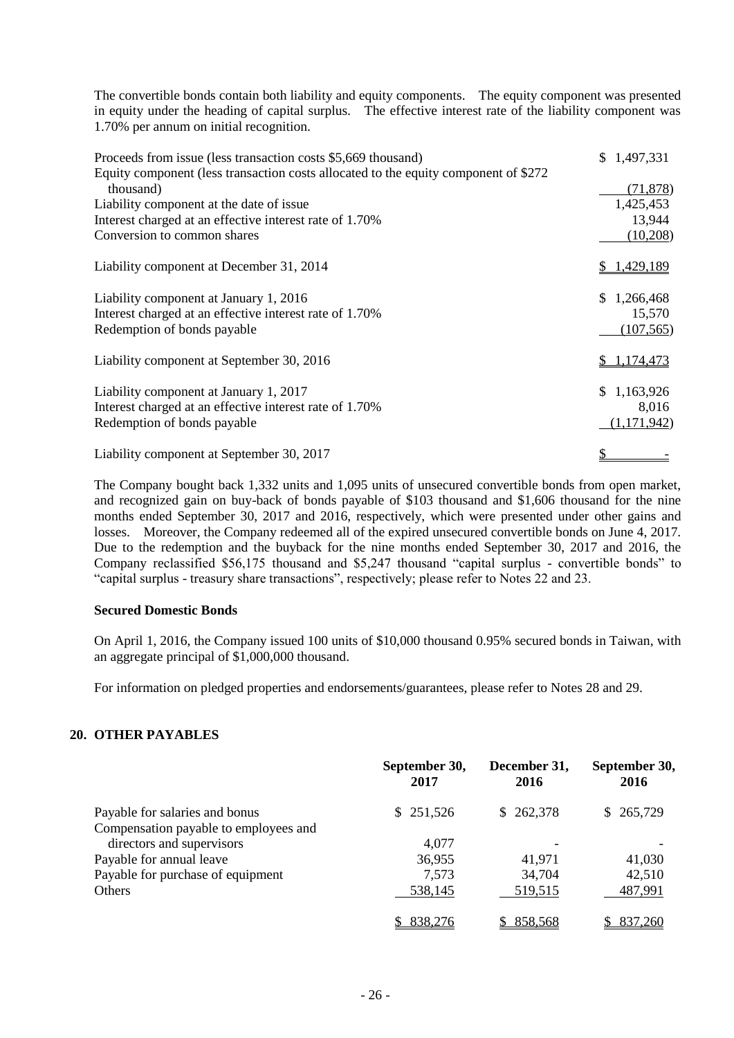The convertible bonds contain both liability and equity components. The equity component was presented in equity under the heading of capital surplus. The effective interest rate of the liability component was 1.70% per annum on initial recognition.

| | |
|---|---|
| Proceeds from issue (less transaction costs $5,669 thousand) | $ 1,497,331 |
| Equity component (less transaction costs allocated to the equity component of $272 thousand) | (71,878) |
| Liability component at the date of issue | 1,425,453 |
| Interest charged at an effective interest rate of 1.70% | 13,944 |
| Conversion to common shares | (10,208) |
| Liability component at December 31, 2014 | $ 1,429,189 |
| | |
| Liability component at January 1, 2016 | $ 1,266,468 |
| Interest charged at an effective interest rate of 1.70% | 15,570 |
| Redemption of bonds payable | (107,565) |
| Liability component at September 30, 2016 | $ 1,174,473 |
| | |
| Liability component at January 1, 2017 | $ 1,163,926 |
| Interest charged at an effective interest rate of 1.70% | 8,016 |
| Redemption of bonds payable | (1,171,942) |
| Liability component at September 30, 2017 | $ - |

The Company bought back 1,332 units and 1,095 units of unsecured convertible bonds from open market, and recognized gain on buy-back of bonds payable of $103 thousand and $1,606 thousand for the nine months ended September 30, 2017 and 2016, respectively, which were presented under other gains and losses. Moreover, the Company redeemed all of the expired unsecured convertible bonds on June 4, 2017. Due to the redemption and the buyback for the nine months ended September 30, 2017 and 2016, the Company reclassified $56,175 thousand and $5,247 thousand "capital surplus - convertible bonds" to "capital surplus - treasury share transactions", respectively; please refer to Notes 22 and 23.

**Secured Domestic Bonds**

On April 1, 2016, the Company issued 100 units of $10,000 thousand 0.95% secured bonds in Taiwan, with an aggregate principal of $1,000,000 thousand.

For information on pledged properties and endorsements/guarantees, please refer to Notes 28 and 29.

## 20. OTHER PAYABLES

| | September 30, 2017 | December 31, 2016 | September 30, 2016 |
|---|---|---|---|
| Payable for salaries and bonus | $ 251,526 | $ 262,378 | $ 265,729 |
| Compensation payable to employees and directors and supervisors | 4,077 | - | - |
| Payable for annual leave | 36,955 | 41,971 | 41,030 |
| Payable for purchase of equipment | 7,573 | 34,704 | 42,510 |
| Others | 538,145 | 519,515 | 487,991 |
| | $ 838,276 | $ 858,568 | $ 837,260 |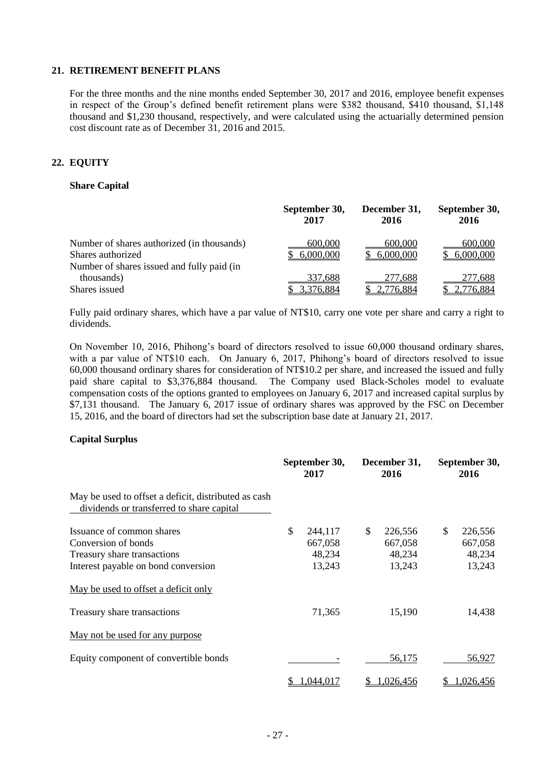## 21. RETIREMENT BENEFIT PLANS

For the three months and the nine months ended September 30, 2017 and 2016, employee benefit expenses in respect of the Group's defined benefit retirement plans were $382 thousand, $410 thousand, $1,148 thousand and $1,230 thousand, respectively, and were calculated using the actuarially determined pension cost discount rate as of December 31, 2016 and 2015.

## 22. EQUITY

### Share Capital

| | September 30, 2017 | December 31, 2016 | September 30, 2016 |
|---|---|---|---|
| Number of shares authorized (in thousands) | 600,000 | 600,000 | 600,000 |
| Shares authorized | $ 6,000,000 | $ 6,000,000 | $ 6,000,000 |
| Number of shares issued and fully paid (in thousands) | 337,688 | 277,688 | 277,688 |
| Shares issued | $ 3,376,884 | $ 2,776,884 | $ 2,776,884 |

Fully paid ordinary shares, which have a par value of NT$10, carry one vote per share and carry a right to dividends.

On November 10, 2016, Phihong's board of directors resolved to issue 60,000 thousand ordinary shares, with a par value of NT$10 each. On January 6, 2017, Phihong's board of directors resolved to issue 60,000 thousand ordinary shares for consideration of NT$10.2 per share, and increased the issued and fully paid share capital to $3,376,884 thousand. The Company used Black-Scholes model to evaluate compensation costs of the options granted to employees on January 6, 2017 and increased capital surplus by $7,131 thousand. The January 6, 2017 issue of ordinary shares was approved by the FSC on December 15, 2016, and the board of directors had set the subscription base date at January 21, 2017.

### Capital Surplus

| | September 30, 2017 | December 31, 2016 | September 30, 2016 |
|---|---|---|---|
| May be used to offset a deficit, distributed as cash dividends or transferred to share capital | | | |
| Issuance of common shares | $ 244,117 | $ 226,556 | $ 226,556 |
| Conversion of bonds | 667,058 | 667,058 | 667,058 |
| Treasury share transactions | 48,234 | 48,234 | 48,234 |
| Interest payable on bond conversion | 13,243 | 13,243 | 13,243 |
| May be used to offset a deficit only | | | |
| Treasury share transactions | 71,365 | 15,190 | 14,438 |
| May not be used for any purpose | | | |
| Equity component of convertible bonds | - | 56,175 | 56,927 |
| | $ 1,044,017 | $ 1,026,456 | $ 1,026,456 |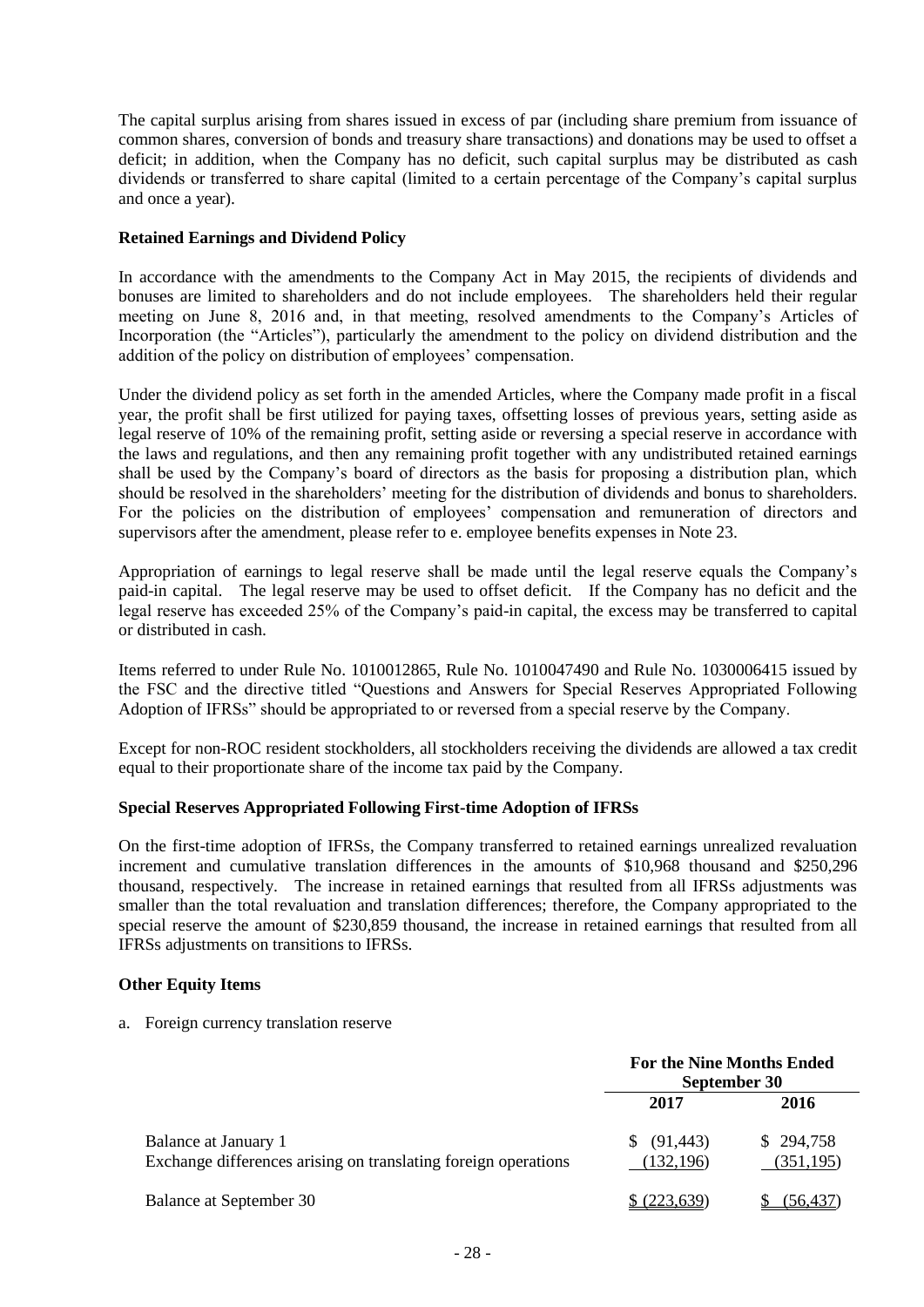The capital surplus arising from shares issued in excess of par (including share premium from issuance of common shares, conversion of bonds and treasury share transactions) and donations may be used to offset a deficit; in addition, when the Company has no deficit, such capital surplus may be distributed as cash dividends or transferred to share capital (limited to a certain percentage of the Company's capital surplus and once a year).

**Retained Earnings and Dividend Policy**

In accordance with the amendments to the Company Act in May 2015, the recipients of dividends and bonuses are limited to shareholders and do not include employees. The shareholders held their regular meeting on June 8, 2016 and, in that meeting, resolved amendments to the Company's Articles of Incorporation (the "Articles"), particularly the amendment to the policy on dividend distribution and the addition of the policy on distribution of employees' compensation.

Under the dividend policy as set forth in the amended Articles, where the Company made profit in a fiscal year, the profit shall be first utilized for paying taxes, offsetting losses of previous years, setting aside as legal reserve of 10% of the remaining profit, setting aside or reversing a special reserve in accordance with the laws and regulations, and then any remaining profit together with any undistributed retained earnings shall be used by the Company's board of directors as the basis for proposing a distribution plan, which should be resolved in the shareholders' meeting for the distribution of dividends and bonus to shareholders. For the policies on the distribution of employees' compensation and remuneration of directors and supervisors after the amendment, please refer to e. employee benefits expenses in Note 23.

Appropriation of earnings to legal reserve shall be made until the legal reserve equals the Company's paid-in capital. The legal reserve may be used to offset deficit. If the Company has no deficit and the legal reserve has exceeded 25% of the Company's paid-in capital, the excess may be transferred to capital or distributed in cash.

Items referred to under Rule No. 1010012865, Rule No. 1010047490 and Rule No. 1030006415 issued by the FSC and the directive titled "Questions and Answers for Special Reserves Appropriated Following Adoption of IFRSs" should be appropriated to or reversed from a special reserve by the Company.

Except for non-ROC resident stockholders, all stockholders receiving the dividends are allowed a tax credit equal to their proportionate share of the income tax paid by the Company.

**Special Reserves Appropriated Following First-time Adoption of IFRSs**

On the first-time adoption of IFRSs, the Company transferred to retained earnings unrealized revaluation increment and cumulative translation differences in the amounts of $10,968 thousand and $250,296 thousand, respectively. The increase in retained earnings that resulted from all IFRSs adjustments was smaller than the total revaluation and translation differences; therefore, the Company appropriated to the special reserve the amount of $230,859 thousand, the increase in retained earnings that resulted from all IFRSs adjustments on transitions to IFRSs.

**Other Equity Items**

a. Foreign currency translation reserve

| | For the Nine Months Ended September 30 | |
|---|---|---|
| | 2017 | 2016 |
| Balance at January 1 | $ (91,443) | $ 294,758 |
| Exchange differences arising on translating foreign operations | (132,196) | (351,195) |
| Balance at September 30 | $ (223,639) | $ (56,437) |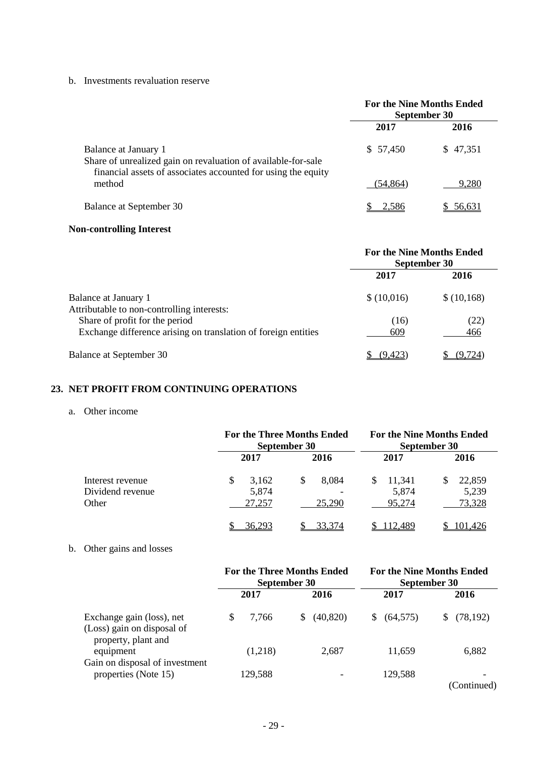b. Investments revaluation reserve

| | For the Nine Months Ended September 30 | |
|---|---|---|
| | 2017 | 2016 |
| Balance at January 1 | $ 57,450 | $ 47,351 |
| Share of unrealized gain on revaluation of available-for-sale financial assets of associates accounted for using the equity method | (54,864) | 9,280 |
| Balance at September 30 | $ 2,586 | $ 56,631 |

**Non-controlling Interest**

| | For the Nine Months Ended September 30 | |
|---|---|---|
| | 2017 | 2016 |
| Balance at January 1 | $ (10,016) | $ (10,168) |
| Attributable to non-controlling interests: | | |
| Share of profit for the period | (16) | (22) |
| Exchange difference arising on translation of foreign entities | 609 | 466 |
| Balance at September 30 | $ (9,423) | $ (9,724) |

## 23. NET PROFIT FROM CONTINUING OPERATIONS

a. Other income

| | For the Three Months Ended September 30 | | For the Nine Months Ended September 30 | |
|---|---|---|---|---|
| | 2017 | 2016 | 2017 | 2016 |
| Interest revenue | $ 3,162 | $ 8,084 | $ 11,341 | $ 22,859 |
| Dividend revenue | 5,874 | - | 5,874 | 5,239 |
| Other | 27,257 | 25,290 | 95,274 | 73,328 |
| | $ 36,293 | $ 33,374 | $ 112,489 | $ 101,426 |

b. Other gains and losses

| | For the Three Months Ended September 30 | | For the Nine Months Ended September 30 | |
|---|---|---|---|---|
| | 2017 | 2016 | 2017 | 2016 |
| Exchange gain (loss), net | $ 7,766 | $ (40,820) | $ (64,575) | $ (78,192) |
| (Loss) gain on disposal of property, plant and equipment | (1,218) | 2,687 | 11,659 | 6,882 |
| Gain on disposal of investment properties (Note 15) | 129,588 | - | 129,588 | - |

(Continued)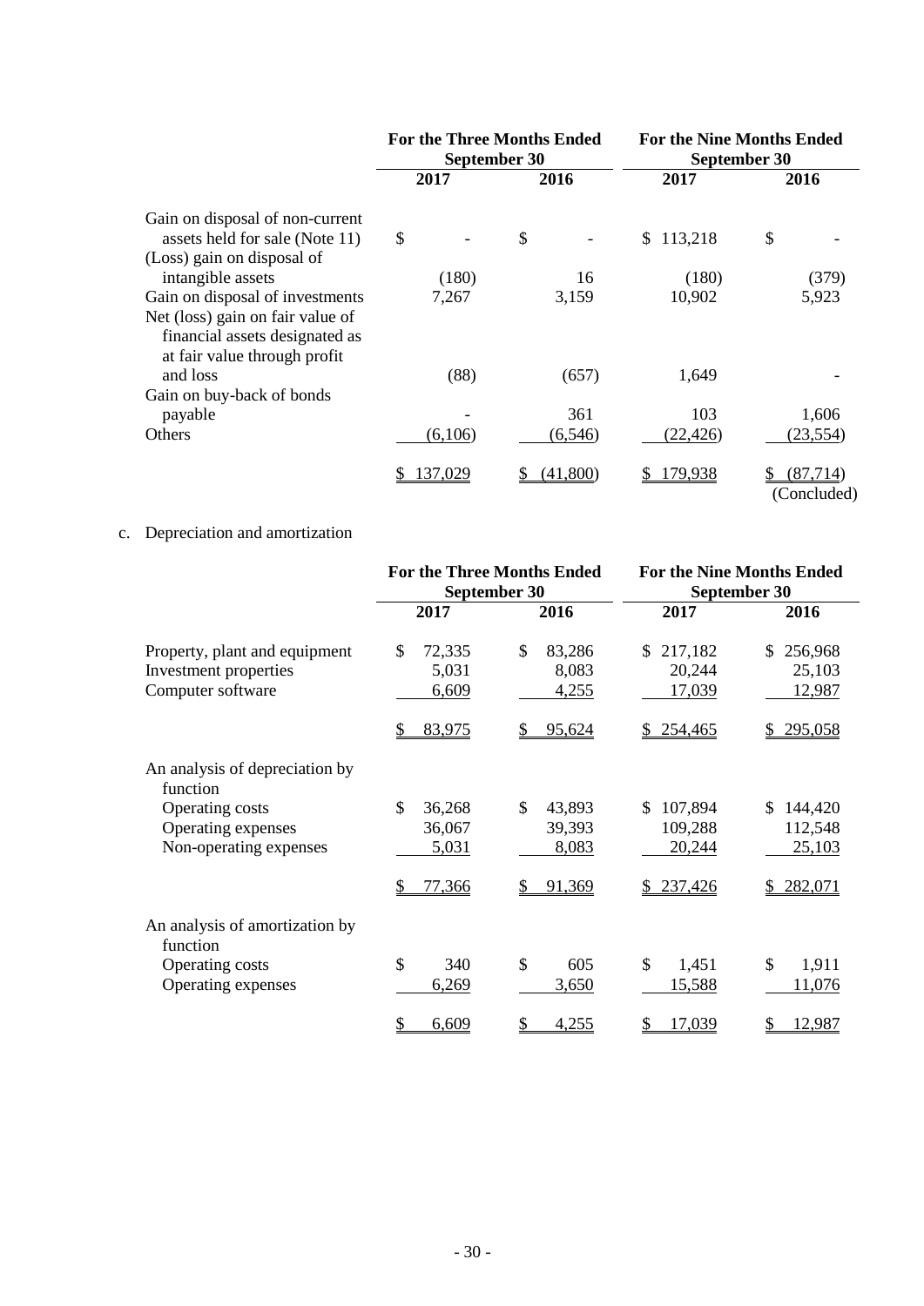| | For the Three Months Ended September 30 | | For the Nine Months Ended September 30 | |
|---|---|---|---|---|
| | 2017 | 2016 | 2017 | 2016 |
| Gain on disposal of non-current assets held for sale (Note 11) | $ - | $ - | $ 113,218 | $ - |
| (Loss) gain on disposal of intangible assets | (180) | 16 | (180) | (379) |
| Gain on disposal of investments | 7,267 | 3,159 | 10,902 | 5,923 |
| Net (loss) gain on fair value of financial assets designated as at fair value through profit and loss | (88) | (657) | 1,649 | - |
| Gain on buy-back of bonds payable | - | 361 | 103 | 1,606 |
| Others | (6,106) | (6,546) | (22,426) | (23,554) |
| | $ 137,029 | $ (41,800) | $ 179,938 | $ (87,714) |

(Concluded)

c. Depreciation and amortization

| | For the Three Months Ended September 30 | | For the Nine Months Ended September 30 | |
|---|---|---|---|---|
| | 2017 | 2016 | 2017 | 2016 |
| Property, plant and equipment | $ 72,335 | $ 83,286 | $ 217,182 | $ 256,968 |
| Investment properties | 5,031 | 8,083 | 20,244 | 25,103 |
| Computer software | 6,609 | 4,255 | 17,039 | 12,987 |
| | $ 83,975 | $ 95,624 | $ 254,465 | $ 295,058 |
| An analysis of depreciation by function | | | | |
| Operating costs | $ 36,268 | $ 43,893 | $ 107,894 | $ 144,420 |
| Operating expenses | 36,067 | 39,393 | 109,288 | 112,548 |
| Non-operating expenses | 5,031 | 8,083 | 20,244 | 25,103 |
| | $ 77,366 | $ 91,369 | $ 237,426 | $ 282,071 |
| An analysis of amortization by function | | | | |
| Operating costs | $ 340 | $ 605 | $ 1,451 | $ 1,911 |
| Operating expenses | 6,269 | 3,650 | 15,588 | 11,076 |
| | $ 6,609 | $ 4,255 | $ 17,039 | $ 12,987 |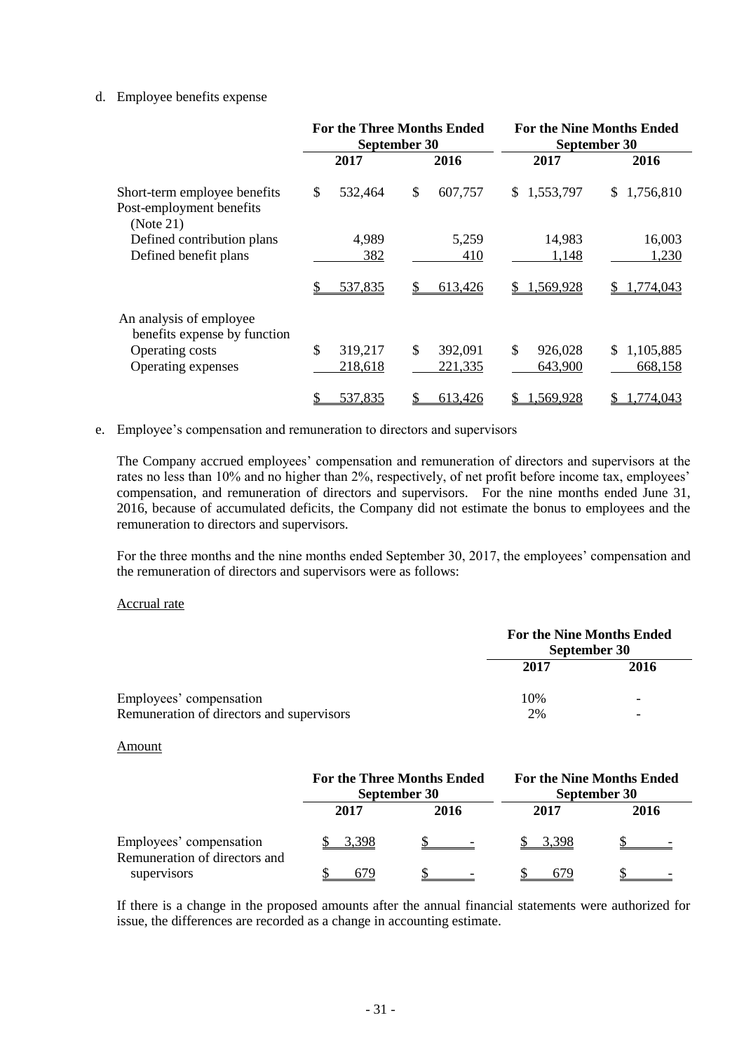d. Employee benefits expense

| | For the Three Months Ended September 30 | | For the Nine Months Ended September 30 | |
|---|---|---|---|---|
| | 2017 | 2016 | 2017 | 2016 |
| Short-term employee benefits | $ 532,464 | $ 607,757 | $ 1,553,797 | $ 1,756,810 |
| Post-employment benefits (Note 21) | | | | |
| Defined contribution plans | 4,989 | 5,259 | 14,983 | 16,003 |
| Defined benefit plans | 382 | 410 | 1,148 | 1,230 |
| | $ 537,835 | $ 613,426 | $ 1,569,928 | $ 1,774,043 |
| An analysis of employee benefits expense by function | | | | |
| Operating costs | $ 319,217 | $ 392,091 | $ 926,028 | $ 1,105,885 |
| Operating expenses | 218,618 | 221,335 | 643,900 | 668,158 |
| | $ 537,835 | $ 613,426 | $ 1,569,928 | $ 1,774,043 |

e. Employee's compensation and remuneration to directors and supervisors

The Company accrued employees' compensation and remuneration of directors and supervisors at the rates no less than 10% and no higher than 2%, respectively, of net profit before income tax, employees' compensation, and remuneration of directors and supervisors. For the nine months ended June 31, 2016, because of accumulated deficits, the Company did not estimate the bonus to employees and the remuneration to directors and supervisors.

For the three months and the nine months ended September 30, 2017, the employees' compensation and the remuneration of directors and supervisors were as follows:

Accrual rate

| | For the Nine Months Ended September 30 | |
|---|---|---|
| | 2017 | 2016 |
| Employees' compensation | 10% | - |
| Remuneration of directors and supervisors | 2% | - |

Amount

| | For the Three Months Ended September 30 | | For the Nine Months Ended September 30 | |
|---|---|---|---|---|
| | 2017 | 2016 | 2017 | 2016 |
| Employees' compensation | $ 3,398 | $ - | $ 3,398 | $ - |
| Remuneration of directors and supervisors | $ 679 | $ - | $ 679 | $ - |

If there is a change in the proposed amounts after the annual financial statements were authorized for issue, the differences are recorded as a change in accounting estimate.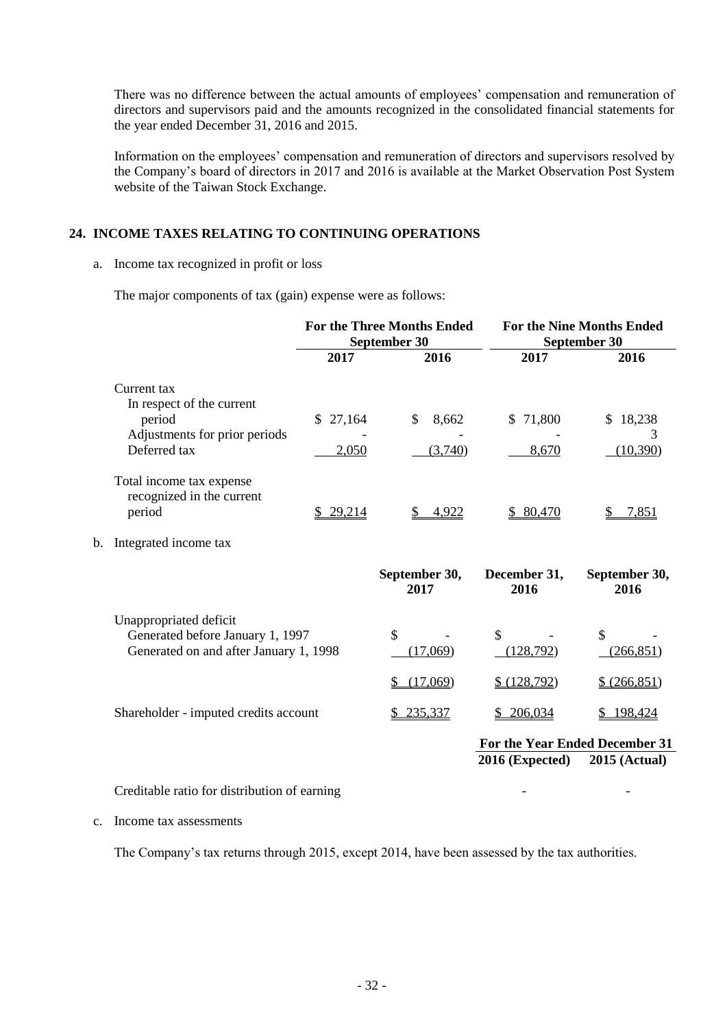There was no difference between the actual amounts of employees' compensation and remuneration of directors and supervisors paid and the amounts recognized in the consolidated financial statements for the year ended December 31, 2016 and 2015.

Information on the employees' compensation and remuneration of directors and supervisors resolved by the Company's board of directors in 2017 and 2016 is available at the Market Observation Post System website of the Taiwan Stock Exchange.

## 24. INCOME TAXES RELATING TO CONTINUING OPERATIONS

a. Income tax recognized in profit or loss

The major components of tax (gain) expense were as follows:

| | For the Three Months Ended September 30 | | For the Nine Months Ended September 30 | |
|---|---|---|---|---|
| | 2017 | 2016 | 2017 | 2016 |
| Current tax | | | | |
| In respect of the current period | $ 27,164 | $ 8,662 | $ 71,800 | $ 18,238 |
| Adjustments for prior periods | - | - | - | 3 |
| Deferred tax | 2,050 | (3,740) | 8,670 | (10,390) |
| Total income tax expense recognized in the current period | $ 29,214 | $ 4,922 | $ 80,470 | $ 7,851 |

b. Integrated income tax

| | September 30, 2017 | December 31, 2016 | September 30, 2016 |
|---|---|---|---|
| Unappropriated deficit | | | |
| Generated before January 1, 1997 | $ - | $ - | $ - |
| Generated on and after January 1, 1998 | (17,069) | (128,792) | (266,851) |
| | $ (17,069) | $ (128,792) | $ (266,851) |
| Shareholder - imputed credits account | $ 235,337 | $ 206,034 | $ 198,424 |

| | For the Year Ended December 31 | |
|---|---|---|
| | 2016 (Expected) | 2015 (Actual) |
| Creditable ratio for distribution of earning | - | - |

c. Income tax assessments

The Company's tax returns through 2015, except 2014, have been assessed by the tax authorities.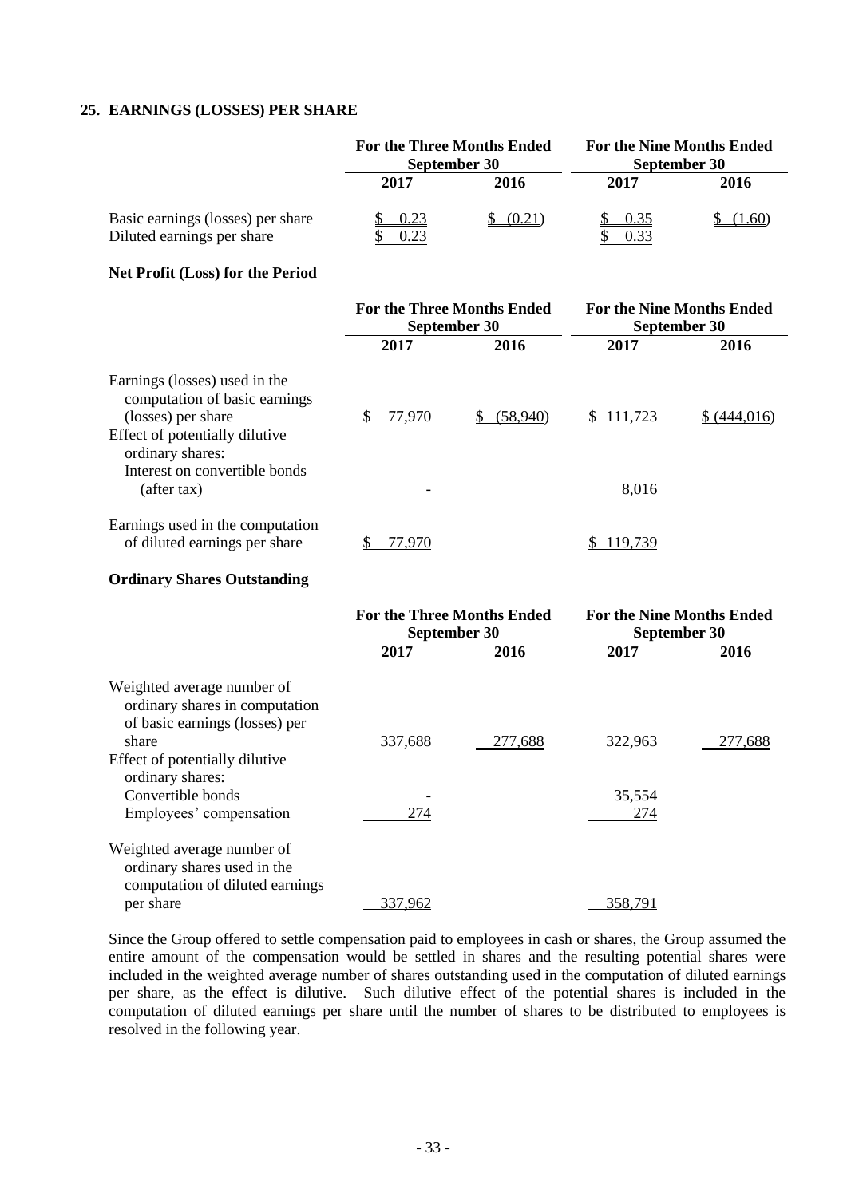## 25. EARNINGS (LOSSES) PER SHARE

| | For the Three Months Ended September 30 | | For the Nine Months Ended September 30 | |
|---|---|---|---|---|
| | 2017 | 2016 | 2017 | 2016 |
| Basic earnings (losses) per share | $ 0.23 | $ (0.21) | $ 0.35 | $ (1.60) |
| Diluted earnings per share | $ 0.23 | | $ 0.33 | |

**Net Profit (Loss) for the Period**

| | For the Three Months Ended September 30 | | For the Nine Months Ended September 30 | |
|---|---|---|---|---|
| | 2017 | 2016 | 2017 | 2016 |
| Earnings (losses) used in the computation of basic earnings (losses) per share | $ 77,970 | $ (58,940) | $ 111,723 | $ (444,016) |
| Effect of potentially dilutive ordinary shares: | | | | |
| Interest on convertible bonds (after tax) | - | | 8,016 | |
| Earnings used in the computation of diluted earnings per share | $ 77,970 | | $ 119,739 | |

**Ordinary Shares Outstanding**

| | For the Three Months Ended September 30 | | For the Nine Months Ended September 30 | |
|---|---|---|---|---|
| | 2017 | 2016 | 2017 | 2016 |
| Weighted average number of ordinary shares in computation of basic earnings (losses) per share | 337,688 | 277,688 | 322,963 | 277,688 |
| Effect of potentially dilutive ordinary shares: | | | | |
| Convertible bonds | - | | 35,554 | |
| Employees' compensation | 274 | | 274 | |
| Weighted average number of ordinary shares used in the computation of diluted earnings per share | 337,962 | | 358,791 | |

Since the Group offered to settle compensation paid to employees in cash or shares, the Group assumed the entire amount of the compensation would be settled in shares and the resulting potential shares were included in the weighted average number of shares outstanding used in the computation of diluted earnings per share, as the effect is dilutive. Such dilutive effect of the potential shares is included in the computation of diluted earnings per share until the number of shares to be distributed to employees is resolved in the following year.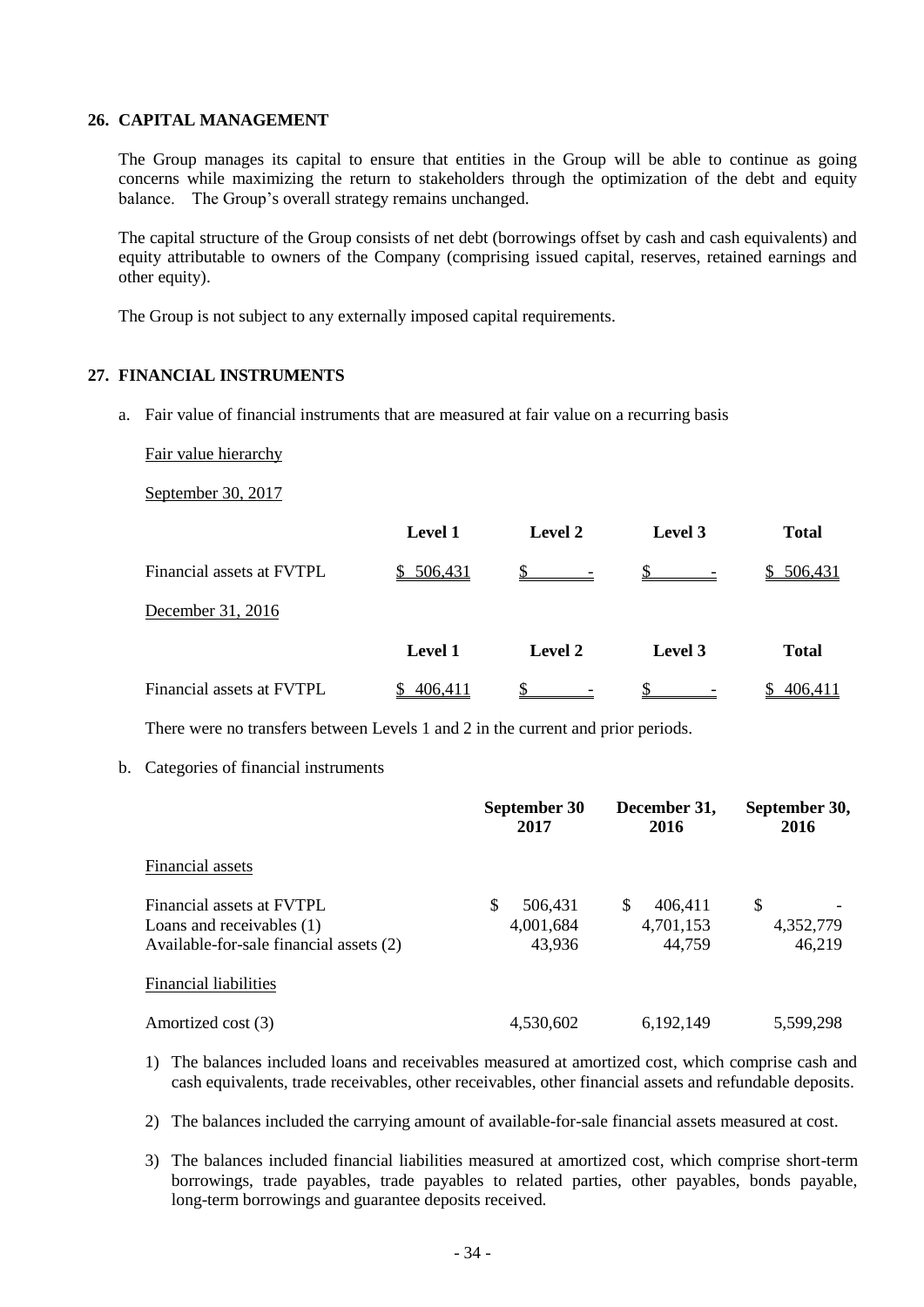## 26. CAPITAL MANAGEMENT

The Group manages its capital to ensure that entities in the Group will be able to continue as going concerns while maximizing the return to stakeholders through the optimization of the debt and equity balance. The Group's overall strategy remains unchanged.

The capital structure of the Group consists of net debt (borrowings offset by cash and cash equivalents) and equity attributable to owners of the Company (comprising issued capital, reserves, retained earnings and other equity).

The Group is not subject to any externally imposed capital requirements.

## 27. FINANCIAL INSTRUMENTS

a. Fair value of financial instruments that are measured at fair value on a recurring basis

Fair value hierarchy

September 30, 2017

| | Level 1 | Level 2 | Level 3 | Total |
|---|---|---|---|---|
| Financial assets at FVTPL | $ 506,431 | $ - | $ - | $ 506,431 |

December 31, 2016

| | Level 1 | Level 2 | Level 3 | Total |
|---|---|---|---|---|
| Financial assets at FVTPL | $ 406,411 | $ - | $ - | $ 406,411 |

There were no transfers between Levels 1 and 2 in the current and prior periods.

b. Categories of financial instruments

| | September 30 2017 | December 31, 2016 | September 30, 2016 |
|---|---|---|---|
| Financial assets | | | |
| Financial assets at FVTPL | $ 506,431 | $ 406,411 | $ - |
| Loans and receivables (1) | 4,001,684 | 4,701,153 | 4,352,779 |
| Available-for-sale financial assets (2) | 43,936 | 44,759 | 46,219 |
| Financial liabilities | | | |
| Amortized cost (3) | 4,530,602 | 6,192,149 | 5,599,298 |

1) The balances included loans and receivables measured at amortized cost, which comprise cash and cash equivalents, trade receivables, other receivables, other financial assets and refundable deposits.

2) The balances included the carrying amount of available-for-sale financial assets measured at cost.

3) The balances included financial liabilities measured at amortized cost, which comprise short-term borrowings, trade payables, trade payables to related parties, other payables, bonds payable, long-term borrowings and guarantee deposits received.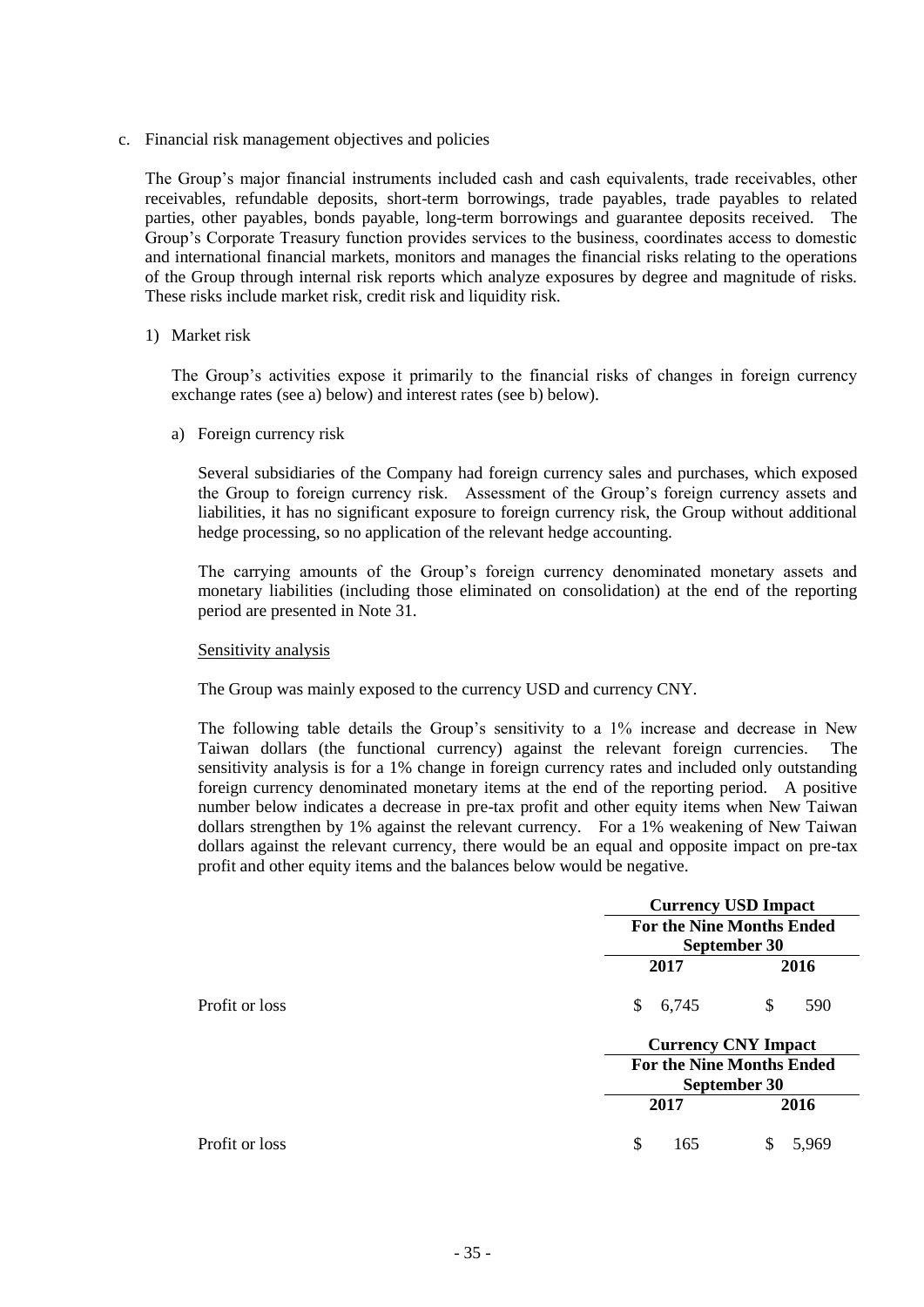c. Financial risk management objectives and policies

The Group's major financial instruments included cash and cash equivalents, trade receivables, other receivables, refundable deposits, short-term borrowings, trade payables, trade payables to related parties, other payables, bonds payable, long-term borrowings and guarantee deposits received. The Group's Corporate Treasury function provides services to the business, coordinates access to domestic and international financial markets, monitors and manages the financial risks relating to the operations of the Group through internal risk reports which analyze exposures by degree and magnitude of risks. These risks include market risk, credit risk and liquidity risk.

1) Market risk

The Group's activities expose it primarily to the financial risks of changes in foreign currency exchange rates (see a) below) and interest rates (see b) below).

a) Foreign currency risk

Several subsidiaries of the Company had foreign currency sales and purchases, which exposed the Group to foreign currency risk. Assessment of the Group's foreign currency assets and liabilities, it has no significant exposure to foreign currency risk, the Group without additional hedge processing, so no application of the relevant hedge accounting.

The carrying amounts of the Group's foreign currency denominated monetary assets and monetary liabilities (including those eliminated on consolidation) at the end of the reporting period are presented in Note 31.

Sensitivity analysis

The Group was mainly exposed to the currency USD and currency CNY.

The following table details the Group's sensitivity to a 1% increase and decrease in New Taiwan dollars (the functional currency) against the relevant foreign currencies. The sensitivity analysis is for a 1% change in foreign currency rates and included only outstanding foreign currency denominated monetary items at the end of the reporting period. A positive number below indicates a decrease in pre-tax profit and other equity items when New Taiwan dollars strengthen by 1% against the relevant currency. For a 1% weakening of New Taiwan dollars against the relevant currency, there would be an equal and opposite impact on pre-tax profit and other equity items and the balances below would be negative.

| | **Currency USD Impact** | |
|---|---|---|
| | **For the Nine Months Ended September 30** | |
| | **2017** | **2016** |
| Profit or loss | $ 6,745 | $ 590 |

| | **Currency CNY Impact** | |
|---|---|---|
| | **For the Nine Months Ended September 30** | |
| | **2017** | **2016** |
| Profit or loss | $ 165 | $ 5,969 |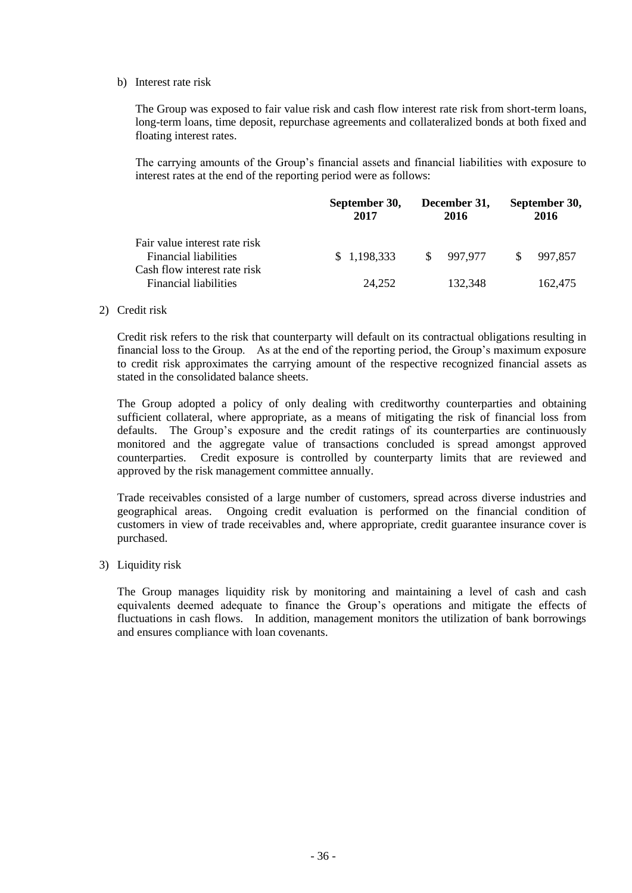b) Interest rate risk

The Group was exposed to fair value risk and cash flow interest rate risk from short-term loans, long-term loans, time deposit, repurchase agreements and collateralized bonds at both fixed and floating interest rates.

The carrying amounts of the Group's financial assets and financial liabilities with exposure to interest rates at the end of the reporting period were as follows:

| | September 30, 2017 | December 31, 2016 | September 30, 2016 |
|---|---|---|---|
| Fair value interest rate risk | | | |
| Financial liabilities | $ 1,198,333 | $ 997,977 | $ 997,857 |
| Cash flow interest rate risk | | | |
| Financial liabilities | 24,252 | 132,348 | 162,475 |

2) Credit risk

Credit risk refers to the risk that counterparty will default on its contractual obligations resulting in financial loss to the Group. As at the end of the reporting period, the Group's maximum exposure to credit risk approximates the carrying amount of the respective recognized financial assets as stated in the consolidated balance sheets.

The Group adopted a policy of only dealing with creditworthy counterparties and obtaining sufficient collateral, where appropriate, as a means of mitigating the risk of financial loss from defaults. The Group's exposure and the credit ratings of its counterparties are continuously monitored and the aggregate value of transactions concluded is spread amongst approved counterparties. Credit exposure is controlled by counterparty limits that are reviewed and approved by the risk management committee annually.

Trade receivables consisted of a large number of customers, spread across diverse industries and geographical areas. Ongoing credit evaluation is performed on the financial condition of customers in view of trade receivables and, where appropriate, credit guarantee insurance cover is purchased.

3) Liquidity risk

The Group manages liquidity risk by monitoring and maintaining a level of cash and cash equivalents deemed adequate to finance the Group's operations and mitigate the effects of fluctuations in cash flows. In addition, management monitors the utilization of bank borrowings and ensures compliance with loan covenants.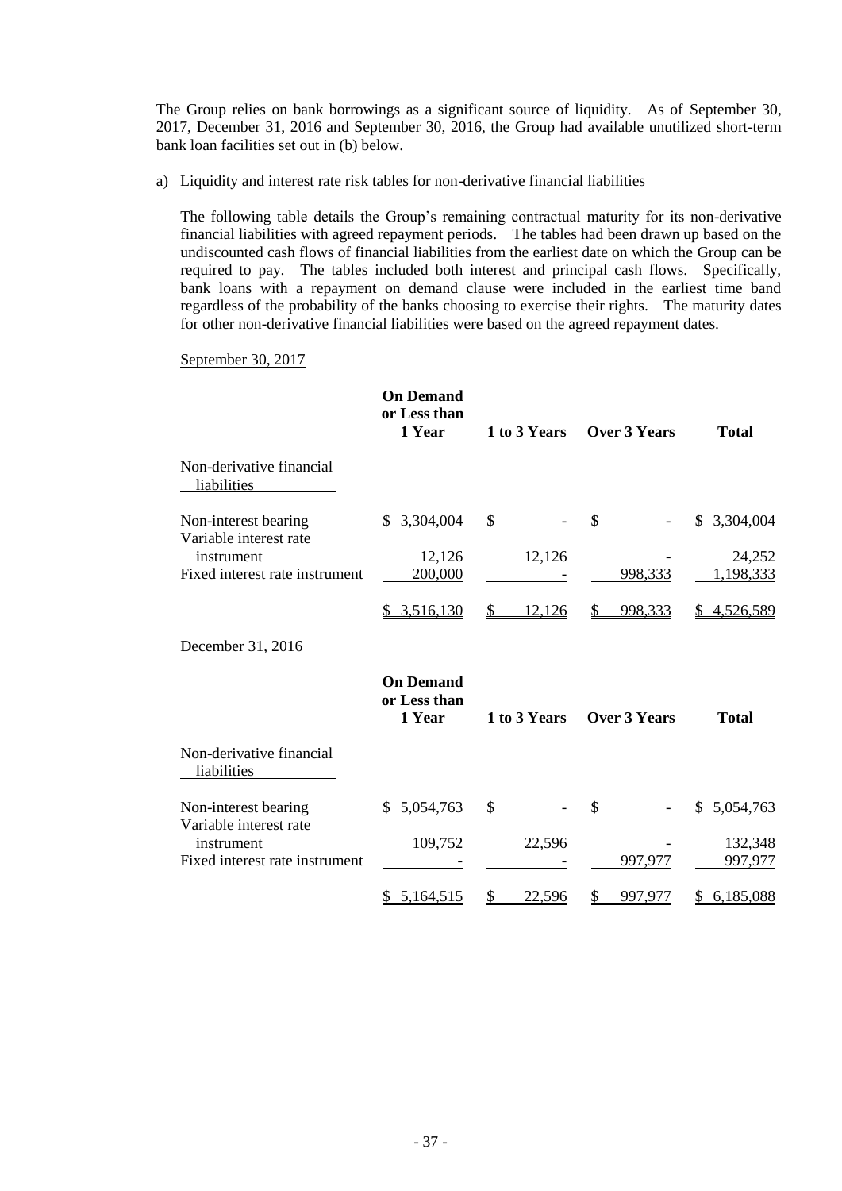The Group relies on bank borrowings as a significant source of liquidity. As of September 30, 2017, December 31, 2016 and September 30, 2016, the Group had available unutilized short-term bank loan facilities set out in (b) below.

a) Liquidity and interest rate risk tables for non-derivative financial liabilities

The following table details the Group's remaining contractual maturity for its non-derivative financial liabilities with agreed repayment periods. The tables had been drawn up based on the undiscounted cash flows of financial liabilities from the earliest date on which the Group can be required to pay. The tables included both interest and principal cash flows. Specifically, bank loans with a repayment on demand clause were included in the earliest time band regardless of the probability of the banks choosing to exercise their rights. The maturity dates for other non-derivative financial liabilities were based on the agreed repayment dates.

September 30, 2017

| | On Demand or Less than 1 Year | 1 to 3 Years | Over 3 Years | Total |
|---|---|---|---|---|
| Non-derivative financial liabilities | | | | |
| Non-interest bearing | $ 3,304,004 | $ - | $ - | $ 3,304,004 |
| Variable interest rate instrument | 12,126 | 12,126 | - | 24,252 |
| Fixed interest rate instrument | 200,000 | - | 998,333 | 1,198,333 |
| | $ 3,516,130 | $ 12,126 | $ 998,333 | $ 4,526,589 |

December 31, 2016

| | On Demand or Less than 1 Year | 1 to 3 Years | Over 3 Years | Total |
|---|---|---|---|---|
| Non-derivative financial liabilities | | | | |
| Non-interest bearing | $ 5,054,763 | $ - | $ - | $ 5,054,763 |
| Variable interest rate instrument | 109,752 | 22,596 | - | 132,348 |
| Fixed interest rate instrument | - | - | 997,977 | 997,977 |
| | $ 5,164,515 | $ 22,596 | $ 997,977 | $ 6,185,088 |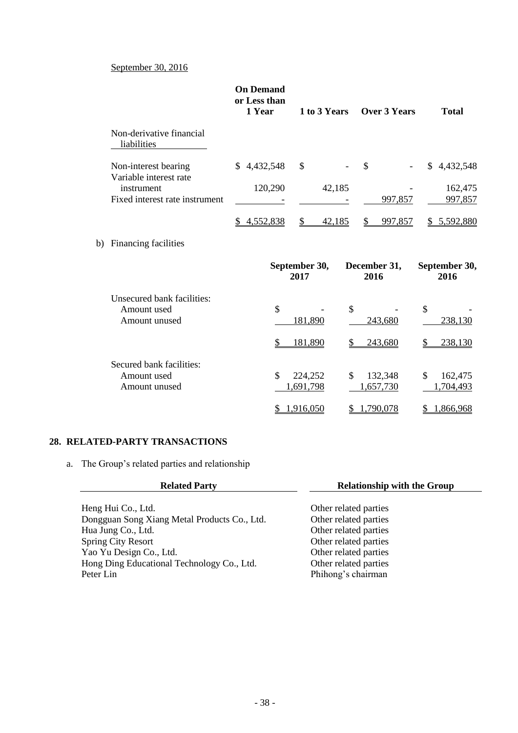September 30, 2016

| | On Demand or Less than 1 Year | 1 to 3 Years | Over 3 Years | Total |
|---|---|---|---|---|
| Non-derivative financial liabilities | | | | |
| Non-interest bearing | $ 4,432,548 | $ - | $ - | $ 4,432,548 |
| Variable interest rate instrument | 120,290 | 42,185 | - | 162,475 |
| Fixed interest rate instrument | - | - | 997,857 | 997,857 |
| | $ 4,552,838 | $ 42,185 | $ 997,857 | $ 5,592,880 |

b) Financing facilities

| | September 30, 2017 | December 31, 2016 | September 30, 2016 |
|---|---|---|---|
| Unsecured bank facilities: | | | |
| Amount used | $ - | $ - | $ - |
| Amount unused | 181,890 | 243,680 | 238,130 |
| | $ 181,890 | $ 243,680 | $ 238,130 |
| Secured bank facilities: | | | |
| Amount used | $ 224,252 | $ 132,348 | $ 162,475 |
| Amount unused | 1,691,798 | 1,657,730 | 1,704,493 |
| | $ 1,916,050 | $ 1,790,078 | $ 1,866,968 |

## 28. RELATED-PARTY TRANSACTIONS

a. The Group's related parties and relationship

| Related Party | Relationship with the Group |
|---|---|
| Heng Hui Co., Ltd. | Other related parties |
| Dongguan Song Xiang Metal Products Co., Ltd. | Other related parties |
| Hua Jung Co., Ltd. | Other related parties |
| Spring City Resort | Other related parties |
| Yao Yu Design Co., Ltd. | Other related parties |
| Hong Ding Educational Technology Co., Ltd. | Other related parties |
| Peter Lin | Phihong's chairman |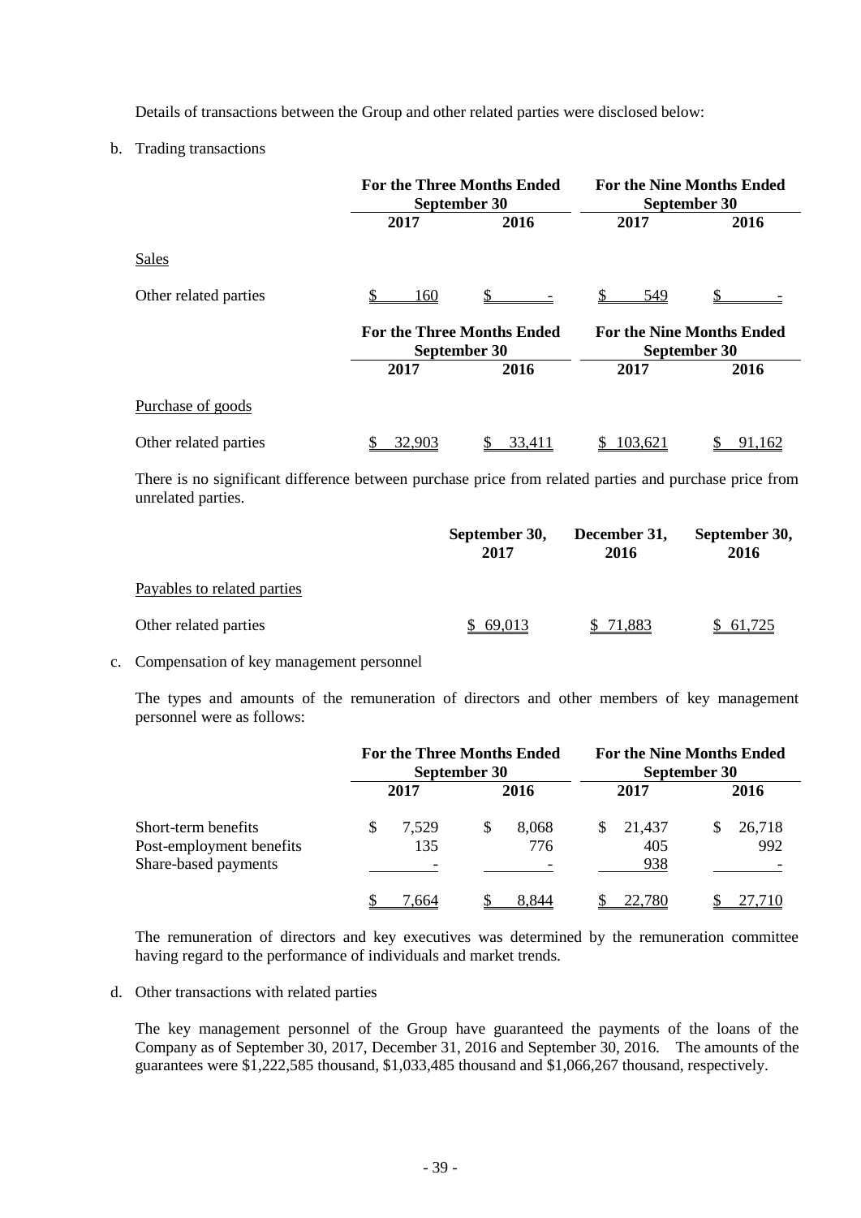Details of transactions between the Group and other related parties were disclosed below:

b. Trading transactions

| | For the Three Months Ended September 30 | | For the Nine Months Ended September 30 | |
|---|---|---|---|---|
| | 2017 | 2016 | 2017 | 2016 |
| Sales | | | | |
| Other related parties | $ 160 | $ - | $ 549 | $ - |

| | For the Three Months Ended September 30 | | For the Nine Months Ended September 30 | |
|---|---|---|---|---|
| | 2017 | 2016 | 2017 | 2016 |
| Purchase of goods | | | | |
| Other related parties | $ 32,903 | $ 33,411 | $ 103,621 | $ 91,162 |

There is no significant difference between purchase price from related parties and purchase price from unrelated parties.

| | September 30, 2017 | December 31, 2016 | September 30, 2016 |
|---|---|---|---|
| Payables to related parties | | | |
| Other related parties | $ 69,013 | $ 71,883 | $ 61,725 |

c. Compensation of key management personnel

The types and amounts of the remuneration of directors and other members of key management personnel were as follows:

| | For the Three Months Ended September 30 | | For the Nine Months Ended September 30 | |
|---|---|---|---|---|
| | 2017 | 2016 | 2017 | 2016 |
| Short-term benefits | $ 7,529 | $ 8,068 | $ 21,437 | $ 26,718 |
| Post-employment benefits | 135 | 776 | 405 | 992 |
| Share-based payments | - | - | 938 | - |
| | $ 7,664 | $ 8,844 | $ 22,780 | $ 27,710 |

The remuneration of directors and key executives was determined by the remuneration committee having regard to the performance of individuals and market trends.

d. Other transactions with related parties

The key management personnel of the Group have guaranteed the payments of the loans of the Company as of September 30, 2017, December 31, 2016 and September 30, 2016. The amounts of the guarantees were $1,222,585 thousand, $1,033,485 thousand and $1,066,267 thousand, respectively.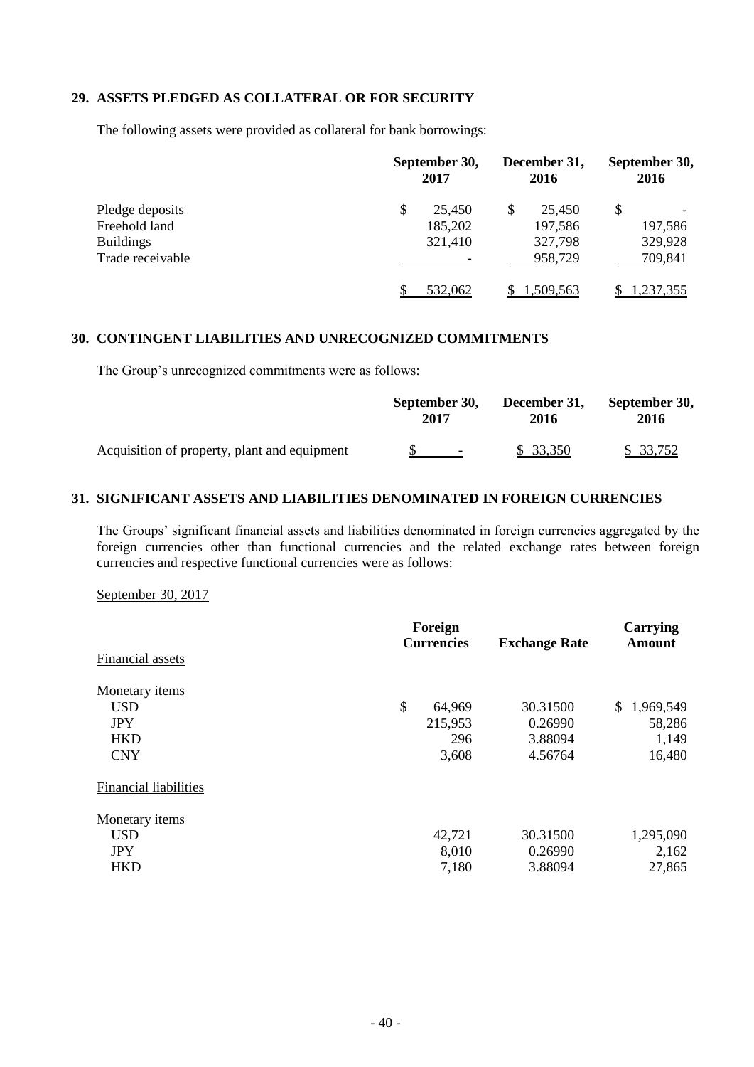## 29. ASSETS PLEDGED AS COLLATERAL OR FOR SECURITY

The following assets were provided as collateral for bank borrowings:

| | September 30, 2017 | December 31, 2016 | September 30, 2016 |
|---|---|---|---|
| Pledge deposits | $ 25,450 | $ 25,450 | $ - |
| Freehold land | 185,202 | 197,586 | 197,586 |
| Buildings | 321,410 | 327,798 | 329,928 |
| Trade receivable | - | 958,729 | 709,841 |
| | $ 532,062 | $ 1,509,563 | $ 1,237,355 |

## 30. CONTINGENT LIABILITIES AND UNRECOGNIZED COMMITMENTS

The Group's unrecognized commitments were as follows:

| | September 30, 2017 | December 31, 2016 | September 30, 2016 |
|---|---|---|---|
| Acquisition of property, plant and equipment | $ - | $ 33,350 | $ 33,752 |

## 31. SIGNIFICANT ASSETS AND LIABILITIES DENOMINATED IN FOREIGN CURRENCIES

The Groups' significant financial assets and liabilities denominated in foreign currencies aggregated by the foreign currencies other than functional currencies and the related exchange rates between foreign currencies and respective functional currencies were as follows:

September 30, 2017

| | Foreign Currencies | Exchange Rate | Carrying Amount |
|---|---|---|---|
| Financial assets | | | |
| Monetary items | | | |
| USD | $ 64,969 | 30.31500 | $ 1,969,549 |
| JPY | 215,953 | 0.26990 | 58,286 |
| HKD | 296 | 3.88094 | 1,149 |
| CNY | 3,608 | 4.56764 | 16,480 |
| Financial liabilities | | | |
| Monetary items | | | |
| USD | 42,721 | 30.31500 | 1,295,090 |
| JPY | 8,010 | 0.26990 | 2,162 |
| HKD | 7,180 | 3.88094 | 27,865 |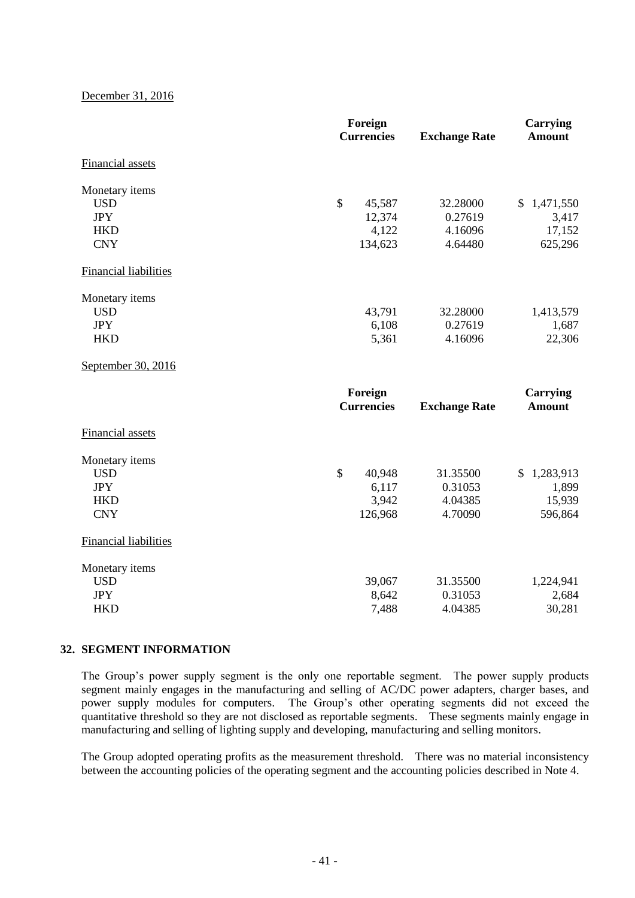December 31, 2016

| | Foreign Currencies | Exchange Rate | Carrying Amount |
|---|---|---|---|
| Financial assets | | | |
| Monetary items | | | |
| USD | $ 45,587 | 32.28000 | $ 1,471,550 |
| JPY | 12,374 | 0.27619 | 3,417 |
| HKD | 4,122 | 4.16096 | 17,152 |
| CNY | 134,623 | 4.64480 | 625,296 |
| Financial liabilities | | | |
| Monetary items | | | |
| USD | 43,791 | 32.28000 | 1,413,579 |
| JPY | 6,108 | 0.27619 | 1,687 |
| HKD | 5,361 | 4.16096 | 22,306 |

September 30, 2016

| | Foreign Currencies | Exchange Rate | Carrying Amount |
|---|---|---|---|
| Financial assets | | | |
| Monetary items | | | |
| USD | $ 40,948 | 31.35500 | $ 1,283,913 |
| JPY | 6,117 | 0.31053 | 1,899 |
| HKD | 3,942 | 4.04385 | 15,939 |
| CNY | 126,968 | 4.70090 | 596,864 |
| Financial liabilities | | | |
| Monetary items | | | |
| USD | 39,067 | 31.35500 | 1,224,941 |
| JPY | 8,642 | 0.31053 | 2,684 |
| HKD | 7,488 | 4.04385 | 30,281 |

## 32. SEGMENT INFORMATION

The Group's power supply segment is the only one reportable segment. The power supply products segment mainly engages in the manufacturing and selling of AC/DC power adapters, charger bases, and power supply modules for computers. The Group's other operating segments did not exceed the quantitative threshold so they are not disclosed as reportable segments. These segments mainly engage in manufacturing and selling of lighting supply and developing, manufacturing and selling monitors.

The Group adopted operating profits as the measurement threshold. There was no material inconsistency between the accounting policies of the operating segment and the accounting policies described in Note 4.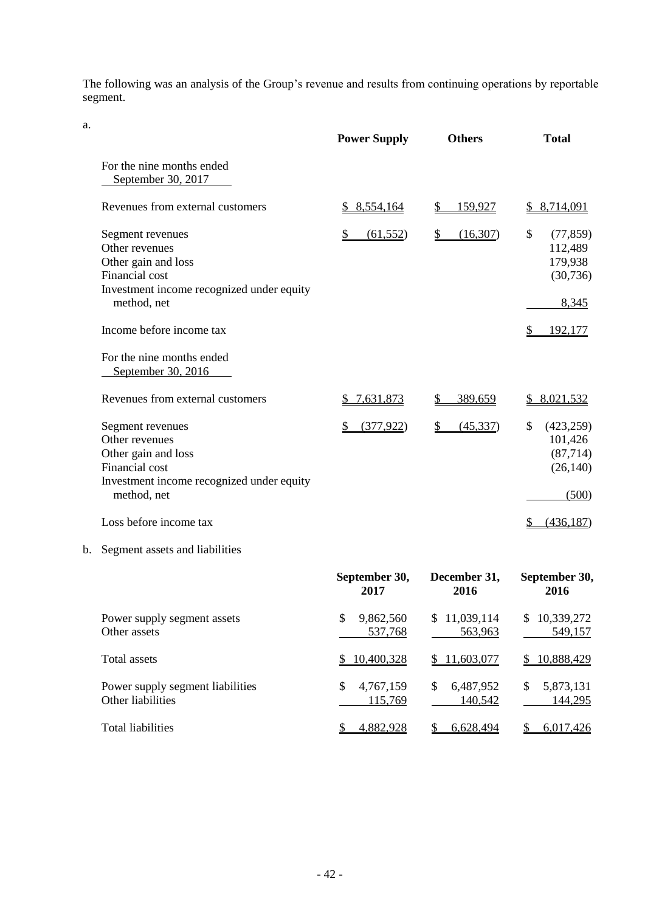The following was an analysis of the Group's revenue and results from continuing operations by reportable segment.

a.

| | Power Supply | Others | Total |
|---|---|---|---|
| For the nine months ended September 30, 2017 | | | |
| Revenues from external customers | $ 8,554,164 | $ 159,927 | $ 8,714,091 |
| Segment revenues | $ (61,552) | $ (16,307) | $ (77,859) |
| Other revenues | | | 112,489 |
| Other gain and loss | | | 179,938 |
| Financial cost | | | (30,736) |
| Investment income recognized under equity method, net | | | 8,345 |
| Income before income tax | | | $ 192,177 |
| For the nine months ended September 30, 2016 | | | |
| Revenues from external customers | $ 7,631,873 | $ 389,659 | $ 8,021,532 |
| Segment revenues | $ (377,922) | $ (45,337) | $ (423,259) |
| Other revenues | | | 101,426 |
| Other gain and loss | | | (87,714) |
| Financial cost | | | (26,140) |
| Investment income recognized under equity method, net | | | (500) |
| Loss before income tax | | | $ (436,187) |

b. Segment assets and liabilities

| | September 30, 2017 | December 31, 2016 | September 30, 2016 |
|---|---|---|---|
| Power supply segment assets | $ 9,862,560 | $ 11,039,114 | $ 10,339,272 |
| Other assets | 537,768 | 563,963 | 549,157 |
| Total assets | $ 10,400,328 | $ 11,603,077 | $ 10,888,429 |
| Power supply segment liabilities | $ 4,767,159 | $ 6,487,952 | $ 5,873,131 |
| Other liabilities | 115,769 | 140,542 | 144,295 |
| Total liabilities | $ 4,882,928 | $ 6,628,494 | $ 6,017,426 |